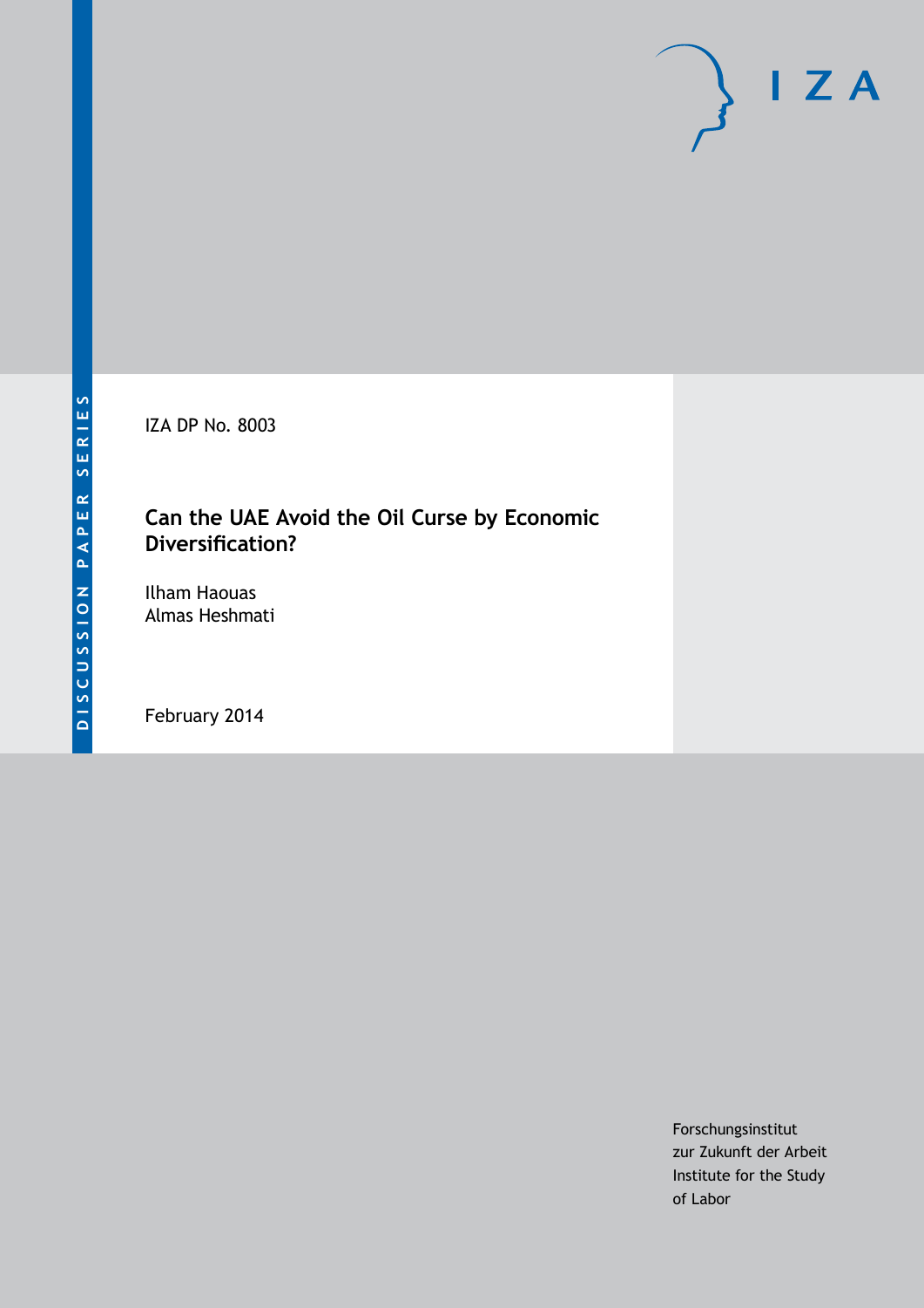DISCUSSION PAPER SERIES

IZA DP No. 8003

# Can the UAE Avoid the Oil Curse by Economic Diversification?

Ilham Haouas
Almas Heshmati

February 2014

Forschungsinstitut
zur Zukunft der Arbeit
Institute for the Study
of Labor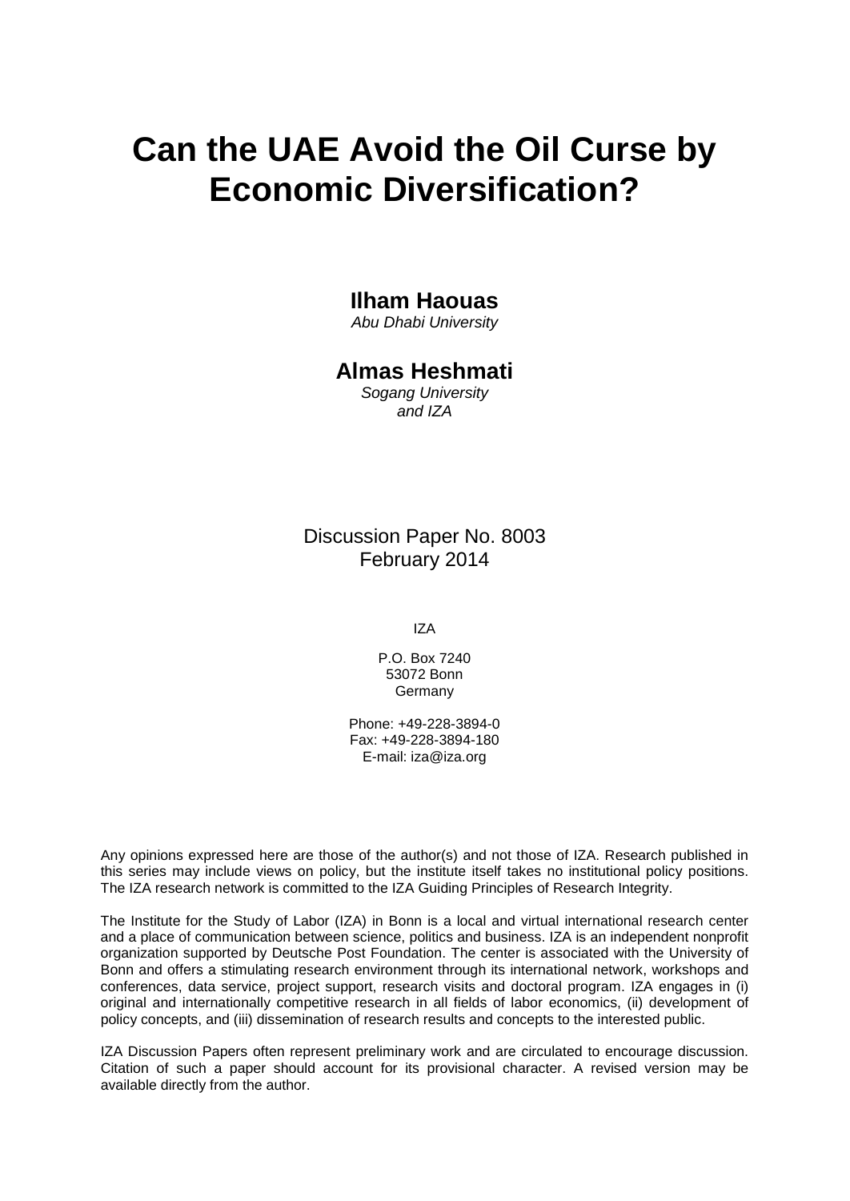# Can the UAE Avoid the Oil Curse by Economic Diversification?

**Ilham Haouas**

*Abu Dhabi University*

**Almas Heshmati**

*Sogang University and IZA*

Discussion Paper No. 8003
February 2014

IZA

P.O. Box 7240
53072 Bonn
Germany

Phone: +49-228-3894-0
Fax: +49-228-3894-180
E-mail: iza@iza.org

Any opinions expressed here are those of the author(s) and not those of IZA. Research published in this series may include views on policy, but the institute itself takes no institutional policy positions. The IZA research network is committed to the IZA Guiding Principles of Research Integrity.

The Institute for the Study of Labor (IZA) in Bonn is a local and virtual international research center and a place of communication between science, politics and business. IZA is an independent nonprofit organization supported by Deutsche Post Foundation. The center is associated with the University of Bonn and offers a stimulating research environment through its international network, workshops and conferences, data service, project support, research visits and doctoral program. IZA engages in (i) original and internationally competitive research in all fields of labor economics, (ii) development of policy concepts, and (iii) dissemination of research results and concepts to the interested public.

IZA Discussion Papers often represent preliminary work and are circulated to encourage discussion. Citation of such a paper should account for its provisional character. A revised version may be available directly from the author.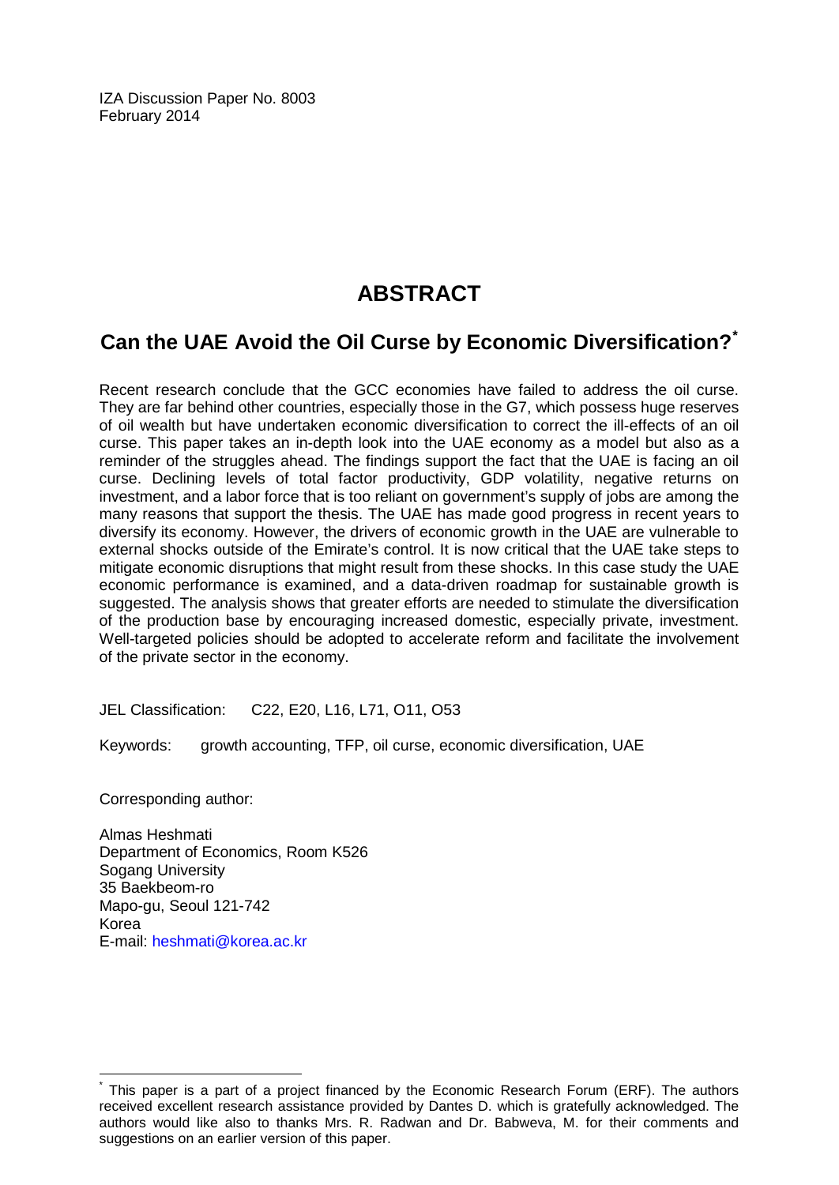IZA Discussion Paper No. 8003
February 2014

# ABSTRACT

## Can the UAE Avoid the Oil Curse by Economic Diversification?*

Recent research conclude that the GCC economies have failed to address the oil curse. They are far behind other countries, especially those in the G7, which possess huge reserves of oil wealth but have undertaken economic diversification to correct the ill-effects of an oil curse. This paper takes an in-depth look into the UAE economy as a model but also as a reminder of the struggles ahead. The findings support the fact that the UAE is facing an oil curse. Declining levels of total factor productivity, GDP volatility, negative returns on investment, and a labor force that is too reliant on government's supply of jobs are among the many reasons that support the thesis. The UAE has made good progress in recent years to diversify its economy. However, the drivers of economic growth in the UAE are vulnerable to external shocks outside of the Emirate's control. It is now critical that the UAE take steps to mitigate economic disruptions that might result from these shocks. In this case study the UAE economic performance is examined, and a data-driven roadmap for sustainable growth is suggested. The analysis shows that greater efforts are needed to stimulate the diversification of the production base by encouraging increased domestic, especially private, investment. Well-targeted policies should be adopted to accelerate reform and facilitate the involvement of the private sector in the economy.

JEL Classification: C22, E20, L16, L71, O11, O53

Keywords: growth accounting, TFP, oil curse, economic diversification, UAE

Corresponding author:

Almas Heshmati
Department of Economics, Room K526
Sogang University
35 Baekbeom-ro
Mapo-gu, Seoul 121-742
Korea
E-mail: heshmati@korea.ac.kr

---

* This paper is a part of a project financed by the Economic Research Forum (ERF). The authors received excellent research assistance provided by Dantes D. which is gratefully acknowledged. The authors would like also to thanks Mrs. R. Radwan and Dr. Babweva, M. for their comments and suggestions on an earlier version of this paper.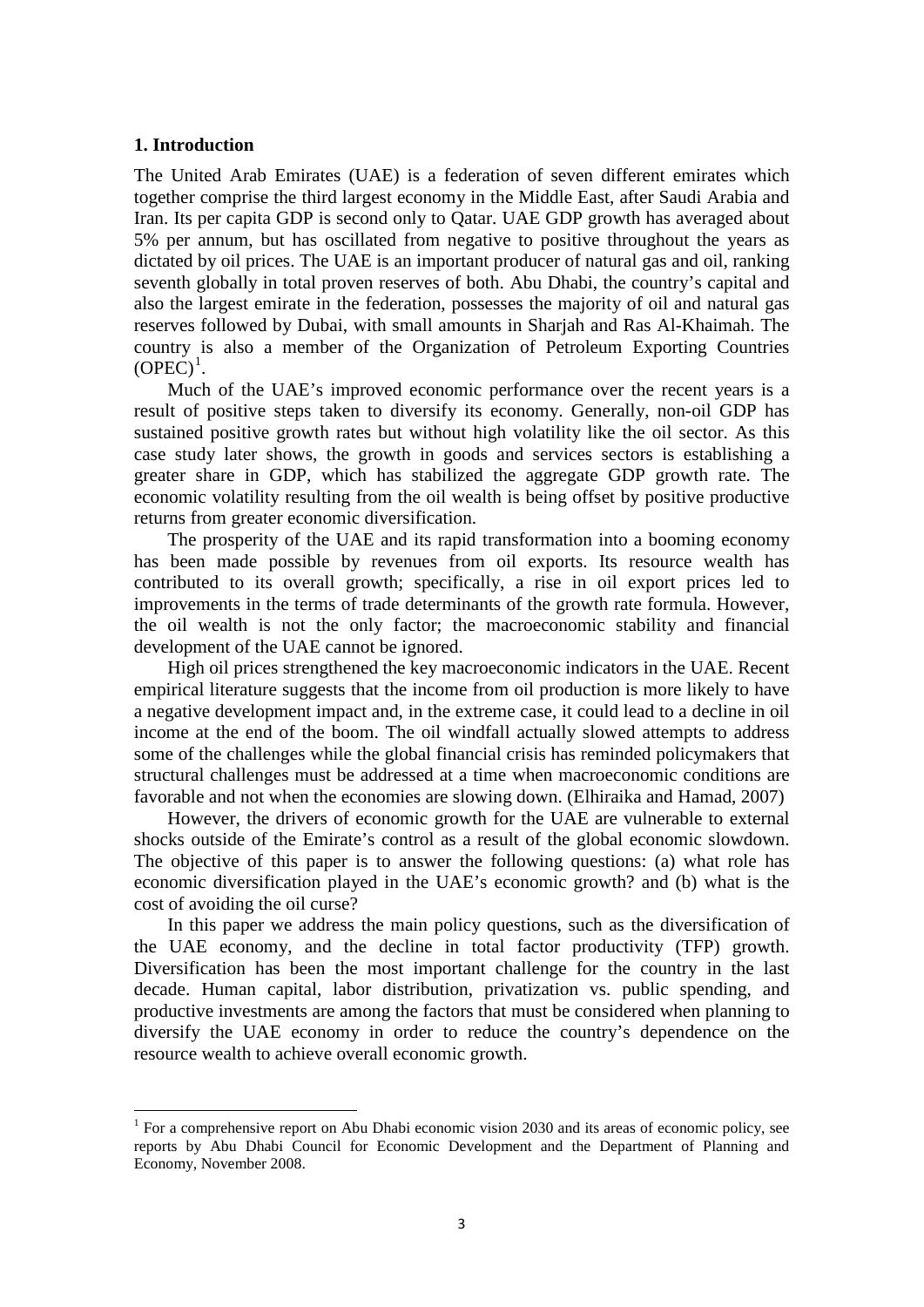## 1. Introduction

The United Arab Emirates (UAE) is a federation of seven different emirates which together comprise the third largest economy in the Middle East, after Saudi Arabia and Iran. Its per capita GDP is second only to Qatar. UAE GDP growth has averaged about 5% per annum, but has oscillated from negative to positive throughout the years as dictated by oil prices. The UAE is an important producer of natural gas and oil, ranking seventh globally in total proven reserves of both. Abu Dhabi, the country's capital and also the largest emirate in the federation, possesses the majority of oil and natural gas reserves followed by Dubai, with small amounts in Sharjah and Ras Al-Khaimah. The country is also a member of the Organization of Petroleum Exporting Countries (OPEC)[1].

Much of the UAE's improved economic performance over the recent years is a result of positive steps taken to diversify its economy. Generally, non-oil GDP has sustained positive growth rates but without high volatility like the oil sector. As this case study later shows, the growth in goods and services sectors is establishing a greater share in GDP, which has stabilized the aggregate GDP growth rate. The economic volatility resulting from the oil wealth is being offset by positive productive returns from greater economic diversification.

The prosperity of the UAE and its rapid transformation into a booming economy has been made possible by revenues from oil exports. Its resource wealth has contributed to its overall growth; specifically, a rise in oil export prices led to improvements in the terms of trade determinants of the growth rate formula. However, the oil wealth is not the only factor; the macroeconomic stability and financial development of the UAE cannot be ignored.

High oil prices strengthened the key macroeconomic indicators in the UAE. Recent empirical literature suggests that the income from oil production is more likely to have a negative development impact and, in the extreme case, it could lead to a decline in oil income at the end of the boom. The oil windfall actually slowed attempts to address some of the challenges while the global financial crisis has reminded policymakers that structural challenges must be addressed at a time when macroeconomic conditions are favorable and not when the economies are slowing down. (Elhiraika and Hamad, 2007)

However, the drivers of economic growth for the UAE are vulnerable to external shocks outside of the Emirate's control as a result of the global economic slowdown. The objective of this paper is to answer the following questions: (a) what role has economic diversification played in the UAE's economic growth? and (b) what is the cost of avoiding the oil curse?

In this paper we address the main policy questions, such as the diversification of the UAE economy, and the decline in total factor productivity (TFP) growth. Diversification has been the most important challenge for the country in the last decade. Human capital, labor distribution, privatization vs. public spending, and productive investments are among the factors that must be considered when planning to diversify the UAE economy in order to reduce the country's dependence on the resource wealth to achieve overall economic growth.

[1] For a comprehensive report on Abu Dhabi economic vision 2030 and its areas of economic policy, see reports by Abu Dhabi Council for Economic Development and the Department of Planning and Economy, November 2008.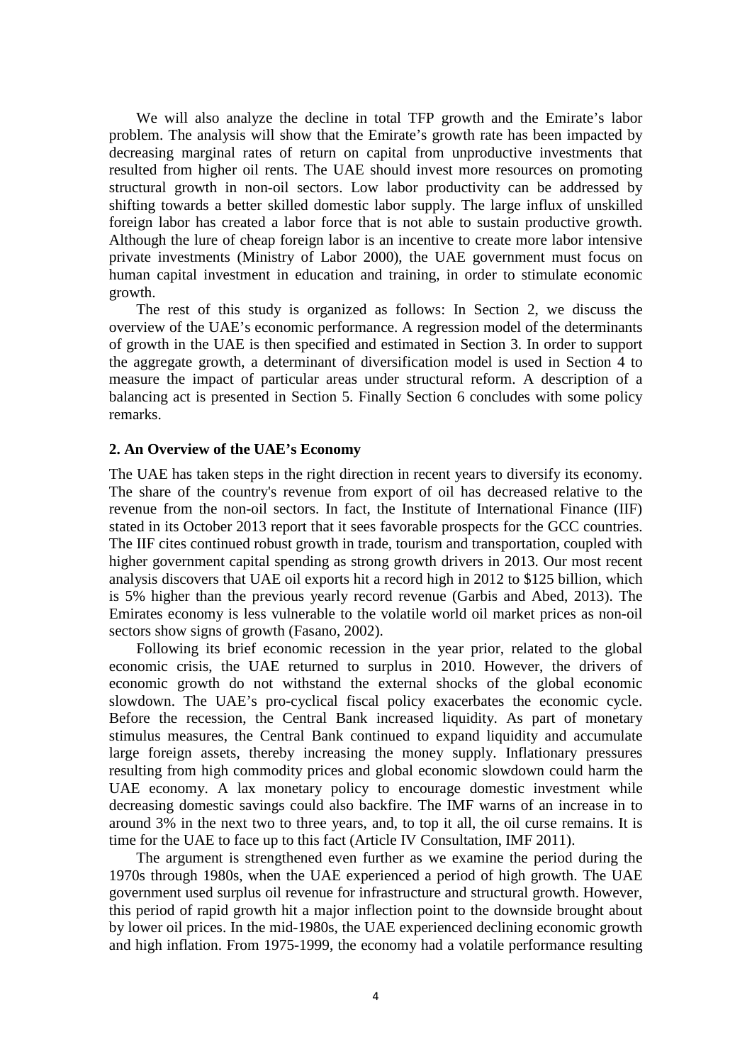We will also analyze the decline in total TFP growth and the Emirate's labor problem. The analysis will show that the Emirate's growth rate has been impacted by decreasing marginal rates of return on capital from unproductive investments that resulted from higher oil rents. The UAE should invest more resources on promoting structural growth in non-oil sectors. Low labor productivity can be addressed by shifting towards a better skilled domestic labor supply. The large influx of unskilled foreign labor has created a labor force that is not able to sustain productive growth. Although the lure of cheap foreign labor is an incentive to create more labor intensive private investments (Ministry of Labor 2000), the UAE government must focus on human capital investment in education and training, in order to stimulate economic growth.

The rest of this study is organized as follows: In Section 2, we discuss the overview of the UAE's economic performance. A regression model of the determinants of growth in the UAE is then specified and estimated in Section 3. In order to support the aggregate growth, a determinant of diversification model is used in Section 4 to measure the impact of particular areas under structural reform. A description of a balancing act is presented in Section 5. Finally Section 6 concludes with some policy remarks.

## 2. An Overview of the UAE's Economy

The UAE has taken steps in the right direction in recent years to diversify its economy. The share of the country's revenue from export of oil has decreased relative to the revenue from the non-oil sectors. In fact, the Institute of International Finance (IIF) stated in its October 2013 report that it sees favorable prospects for the GCC countries. The IIF cites continued robust growth in trade, tourism and transportation, coupled with higher government capital spending as strong growth drivers in 2013. Our most recent analysis discovers that UAE oil exports hit a record high in 2012 to $125 billion, which is 5% higher than the previous yearly record revenue (Garbis and Abed, 2013). The Emirates economy is less vulnerable to the volatile world oil market prices as non-oil sectors show signs of growth (Fasano, 2002).

Following its brief economic recession in the year prior, related to the global economic crisis, the UAE returned to surplus in 2010. However, the drivers of economic growth do not withstand the external shocks of the global economic slowdown. The UAE's pro-cyclical fiscal policy exacerbates the economic cycle. Before the recession, the Central Bank increased liquidity. As part of monetary stimulus measures, the Central Bank continued to expand liquidity and accumulate large foreign assets, thereby increasing the money supply. Inflationary pressures resulting from high commodity prices and global economic slowdown could harm the UAE economy. A lax monetary policy to encourage domestic investment while decreasing domestic savings could also backfire. The IMF warns of an increase in to around 3% in the next two to three years, and, to top it all, the oil curse remains. It is time for the UAE to face up to this fact (Article IV Consultation, IMF 2011).

The argument is strengthened even further as we examine the period during the 1970s through 1980s, when the UAE experienced a period of high growth. The UAE government used surplus oil revenue for infrastructure and structural growth. However, this period of rapid growth hit a major inflection point to the downside brought about by lower oil prices. In the mid-1980s, the UAE experienced declining economic growth and high inflation. From 1975-1999, the economy had a volatile performance resulting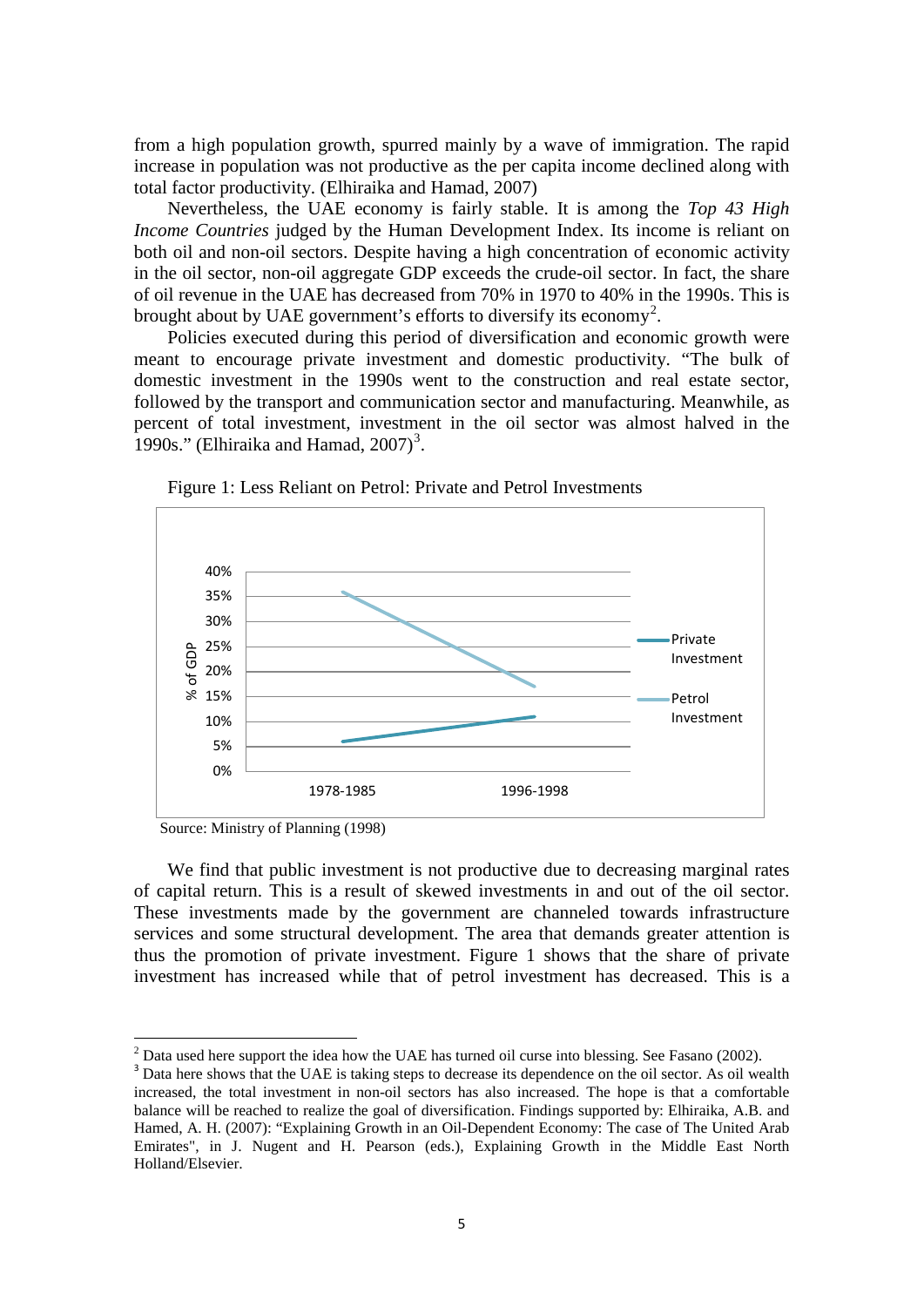from a high population growth, spurred mainly by a wave of immigration. The rapid increase in population was not productive as the per capita income declined along with total factor productivity. (Elhiraika and Hamad, 2007)

Nevertheless, the UAE economy is fairly stable. It is among the *Top 43 High Income Countries* judged by the Human Development Index. Its income is reliant on both oil and non-oil sectors. Despite having a high concentration of economic activity in the oil sector, non-oil aggregate GDP exceeds the crude-oil sector. In fact, the share of oil revenue in the UAE has decreased from 70% in 1970 to 40% in the 1990s. This is brought about by UAE government's efforts to diversify its economy[2].

Policies executed during this period of diversification and economic growth were meant to encourage private investment and domestic productivity. "The bulk of domestic investment in the 1990s went to the construction and real estate sector, followed by the transport and communication sector and manufacturing. Meanwhile, as percent of total investment, investment in the oil sector was almost halved in the 1990s." (Elhiraika and Hamad, 2007)[3].

Figure 1: Less Reliant on Petrol: Private and Petrol Investments

Source: Ministry of Planning (1998)

We find that public investment is not productive due to decreasing marginal rates of capital return. This is a result of skewed investments in and out of the oil sector. These investments made by the government are channeled towards infrastructure services and some structural development. The area that demands greater attention is thus the promotion of private investment. Figure 1 shows that the share of private investment has increased while that of petrol investment has decreased. This is a

[2] Data used here support the idea how the UAE has turned oil curse into blessing. See Fasano (2002).

[3] Data here shows that the UAE is taking steps to decrease its dependence on the oil sector. As oil wealth increased, the total investment in non-oil sectors has also increased. The hope is that a comfortable balance will be reached to realize the goal of diversification. Findings supported by: Elhiraika, A.B. and Hamed, A. H. (2007): "Explaining Growth in an Oil-Dependent Economy: The case of The United Arab Emirates", in J. Nugent and H. Pearson (eds.), Explaining Growth in the Middle East North Holland/Elsevier.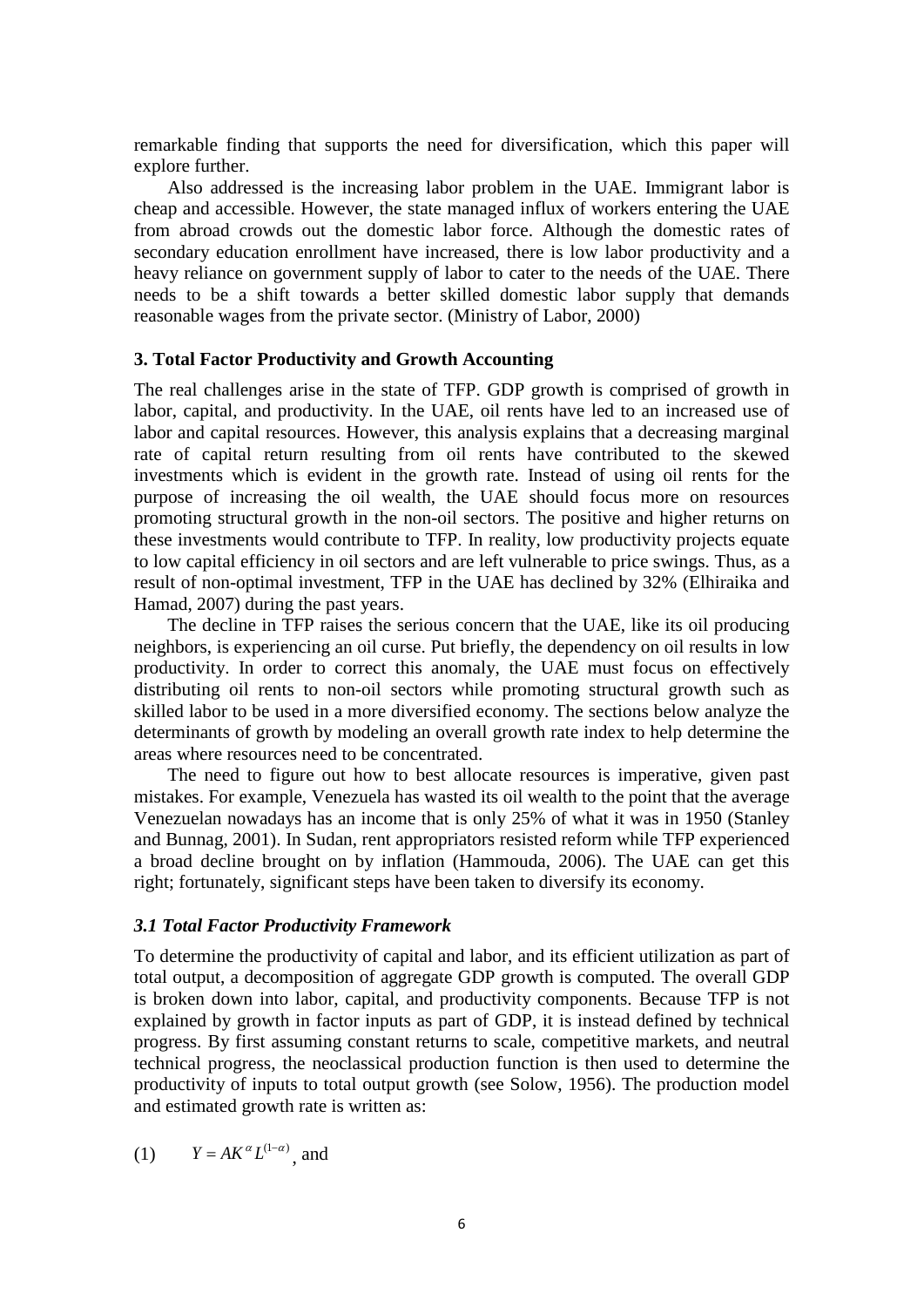remarkable finding that supports the need for diversification, which this paper will explore further.

Also addressed is the increasing labor problem in the UAE. Immigrant labor is cheap and accessible. However, the state managed influx of workers entering the UAE from abroad crowds out the domestic labor force. Although the domestic rates of secondary education enrollment have increased, there is low labor productivity and a heavy reliance on government supply of labor to cater to the needs of the UAE. There needs to be a shift towards a better skilled domestic labor supply that demands reasonable wages from the private sector. (Ministry of Labor, 2000)

### 3. Total Factor Productivity and Growth Accounting

The real challenges arise in the state of TFP. GDP growth is comprised of growth in labor, capital, and productivity. In the UAE, oil rents have led to an increased use of labor and capital resources. However, this analysis explains that a decreasing marginal rate of capital return resulting from oil rents have contributed to the skewed investments which is evident in the growth rate. Instead of using oil rents for the purpose of increasing the oil wealth, the UAE should focus more on resources promoting structural growth in the non-oil sectors. The positive and higher returns on these investments would contribute to TFP. In reality, low productivity projects equate to low capital efficiency in oil sectors and are left vulnerable to price swings. Thus, as a result of non-optimal investment, TFP in the UAE has declined by 32% (Elhiraika and Hamad, 2007) during the past years.

The decline in TFP raises the serious concern that the UAE, like its oil producing neighbors, is experiencing an oil curse. Put briefly, the dependency on oil results in low productivity. In order to correct this anomaly, the UAE must focus on effectively distributing oil rents to non-oil sectors while promoting structural growth such as skilled labor to be used in a more diversified economy. The sections below analyze the determinants of growth by modeling an overall growth rate index to help determine the areas where resources need to be concentrated.

The need to figure out how to best allocate resources is imperative, given past mistakes. For example, Venezuela has wasted its oil wealth to the point that the average Venezuelan nowadays has an income that is only 25% of what it was in 1950 (Stanley and Bunnag, 2001). In Sudan, rent appropriators resisted reform while TFP experienced a broad decline brought on by inflation (Hammouda, 2006). The UAE can get this right; fortunately, significant steps have been taken to diversify its economy.

#### *3.1 Total Factor Productivity Framework*

To determine the productivity of capital and labor, and its efficient utilization as part of total output, a decomposition of aggregate GDP growth is computed. The overall GDP is broken down into labor, capital, and productivity components. Because TFP is not explained by growth in factor inputs as part of GDP, it is instead defined by technical progress. By first assuming constant returns to scale, competitive markets, and neutral technical progress, the neoclassical production function is then used to determine the productivity of inputs to total output growth (see Solow, 1956). The production model and estimated growth rate is written as:

(1) $Y = AK^{\alpha}L^{(1-\alpha)}$, and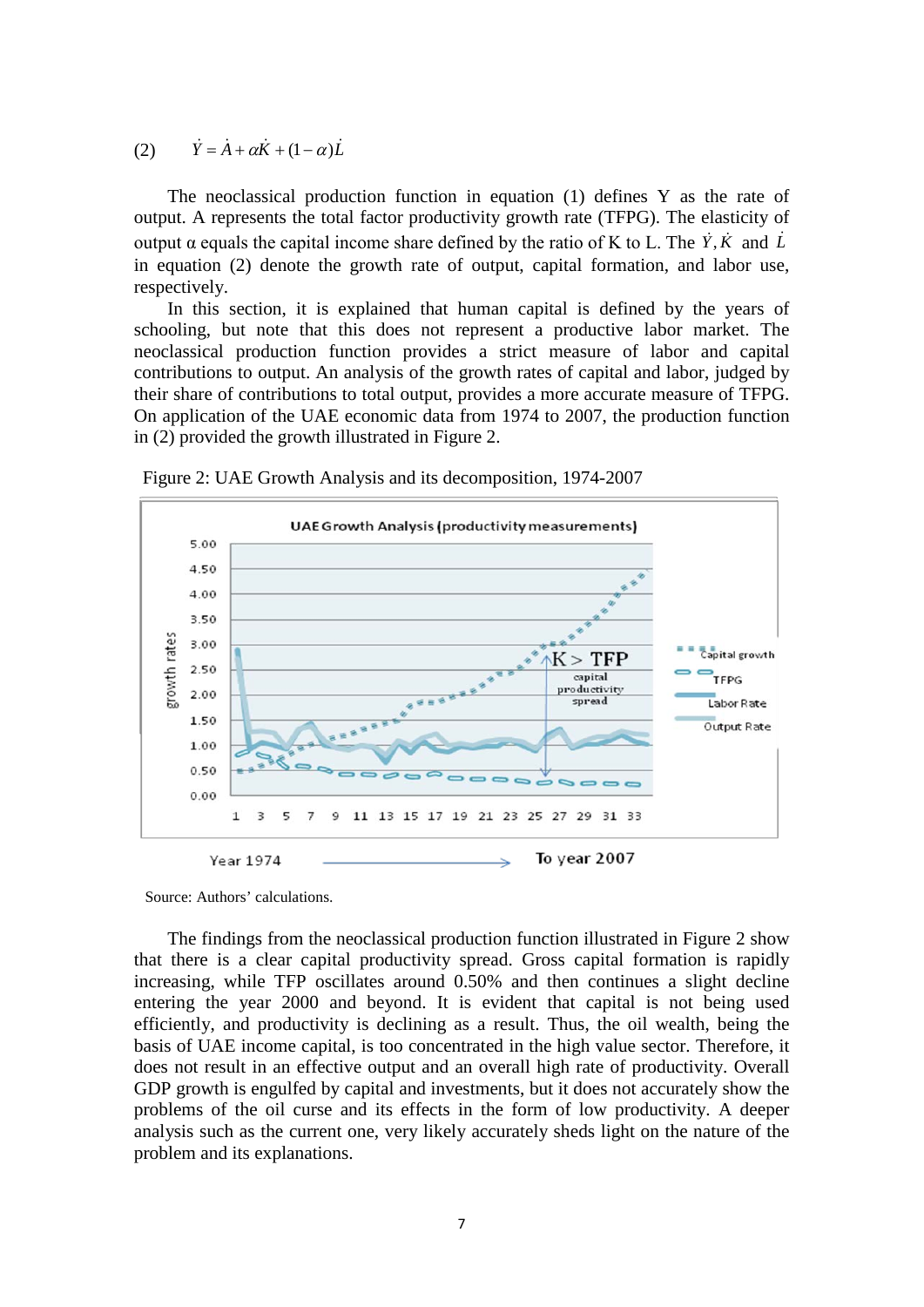$$\text{(2)} \qquad \dot{Y} = \dot{A} + \alpha \dot{K} + (1-\alpha)\dot{L}$$

The neoclassical production function in equation (1) defines Y as the rate of output. A represents the total factor productivity growth rate (TFPG). The elasticity of output α equals the capital income share defined by the ratio of K to L. The $\dot{Y}, \dot{K}$ and $\dot{L}$ in equation (2) denote the growth rate of output, capital formation, and labor use, respectively.

In this section, it is explained that human capital is defined by the years of schooling, but note that this does not represent a productive labor market. The neoclassical production function provides a strict measure of labor and capital contributions to output. An analysis of the growth rates of capital and labor, judged by their share of contributions to total output, provides a more accurate measure of TFPG. On application of the UAE economic data from 1974 to 2007, the production function in (2) provided the growth illustrated in Figure 2.

Figure 2: UAE Growth Analysis and its decomposition, 1974-2007

Source: Authors' calculations.

The findings from the neoclassical production function illustrated in Figure 2 show that there is a clear capital productivity spread. Gross capital formation is rapidly increasing, while TFP oscillates around 0.50% and then continues a slight decline entering the year 2000 and beyond. It is evident that capital is not being used efficiently, and productivity is declining as a result. Thus, the oil wealth, being the basis of UAE income capital, is too concentrated in the high value sector. Therefore, it does not result in an effective output and an overall high rate of productivity. Overall GDP growth is engulfed by capital and investments, but it does not accurately show the problems of the oil curse and its effects in the form of low productivity. A deeper analysis such as the current one, very likely accurately sheds light on the nature of the problem and its explanations.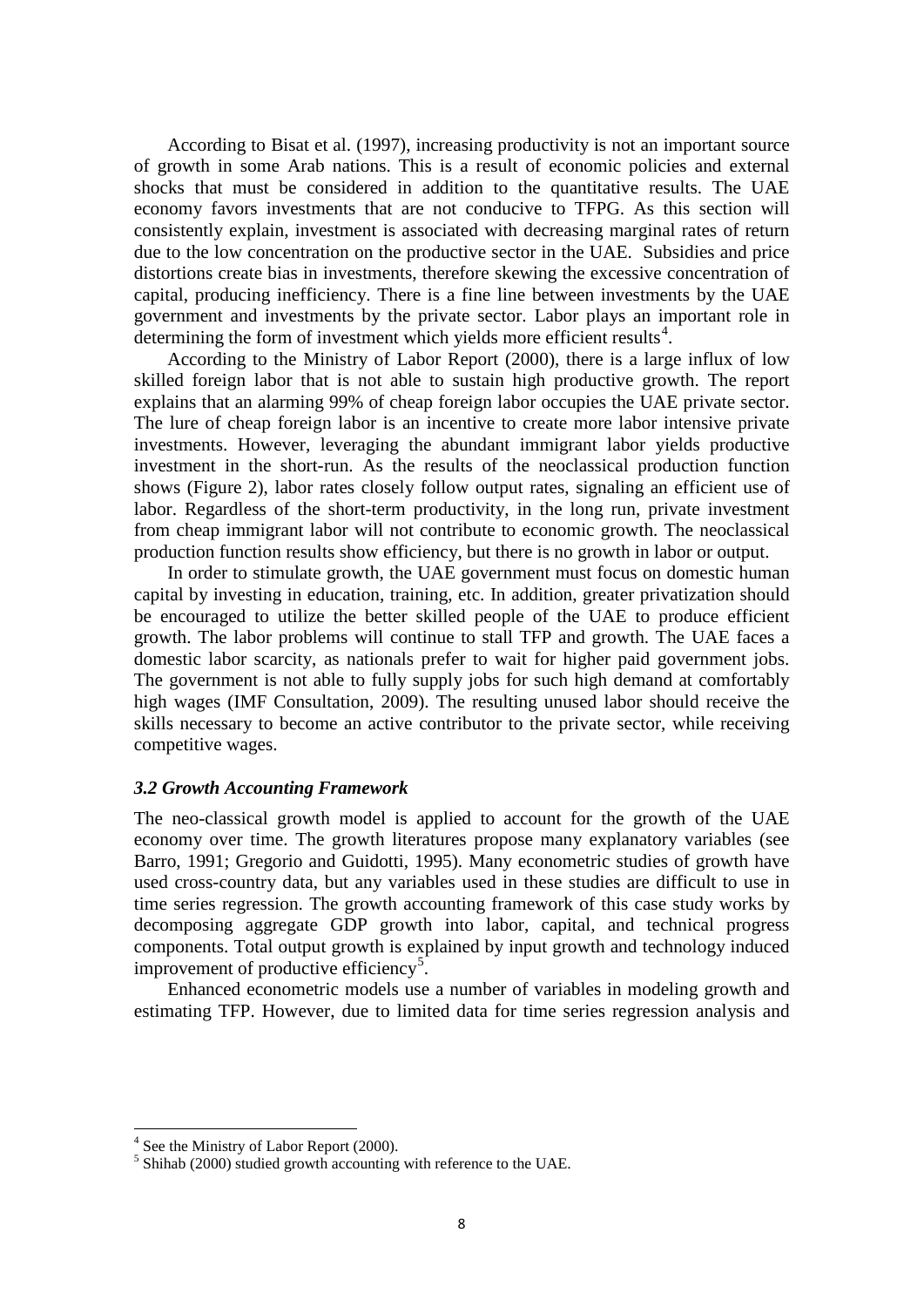According to Bisat et al. (1997), increasing productivity is not an important source of growth in some Arab nations. This is a result of economic policies and external shocks that must be considered in addition to the quantitative results. The UAE economy favors investments that are not conducive to TFPG. As this section will consistently explain, investment is associated with decreasing marginal rates of return due to the low concentration on the productive sector in the UAE. Subsidies and price distortions create bias in investments, therefore skewing the excessive concentration of capital, producing inefficiency. There is a fine line between investments by the UAE government and investments by the private sector. Labor plays an important role in determining the form of investment which yields more efficient results[4].

According to the Ministry of Labor Report (2000), there is a large influx of low skilled foreign labor that is not able to sustain high productive growth. The report explains that an alarming 99% of cheap foreign labor occupies the UAE private sector. The lure of cheap foreign labor is an incentive to create more labor intensive private investments. However, leveraging the abundant immigrant labor yields productive investment in the short-run. As the results of the neoclassical production function shows (Figure 2), labor rates closely follow output rates, signaling an efficient use of labor. Regardless of the short-term productivity, in the long run, private investment from cheap immigrant labor will not contribute to economic growth. The neoclassical production function results show efficiency, but there is no growth in labor or output.

In order to stimulate growth, the UAE government must focus on domestic human capital by investing in education, training, etc. In addition, greater privatization should be encouraged to utilize the better skilled people of the UAE to produce efficient growth. The labor problems will continue to stall TFP and growth. The UAE faces a domestic labor scarcity, as nationals prefer to wait for higher paid government jobs. The government is not able to fully supply jobs for such high demand at comfortably high wages (IMF Consultation, 2009). The resulting unused labor should receive the skills necessary to become an active contributor to the private sector, while receiving competitive wages.

### *3.2 Growth Accounting Framework*

The neo-classical growth model is applied to account for the growth of the UAE economy over time. The growth literatures propose many explanatory variables (see Barro, 1991; Gregorio and Guidotti, 1995). Many econometric studies of growth have used cross-country data, but any variables used in these studies are difficult to use in time series regression. The growth accounting framework of this case study works by decomposing aggregate GDP growth into labor, capital, and technical progress components. Total output growth is explained by input growth and technology induced improvement of productive efficiency[5].

Enhanced econometric models use a number of variables in modeling growth and estimating TFP. However, due to limited data for time series regression analysis and

---

[4] See the Ministry of Labor Report (2000).

[5] Shihab (2000) studied growth accounting with reference to the UAE.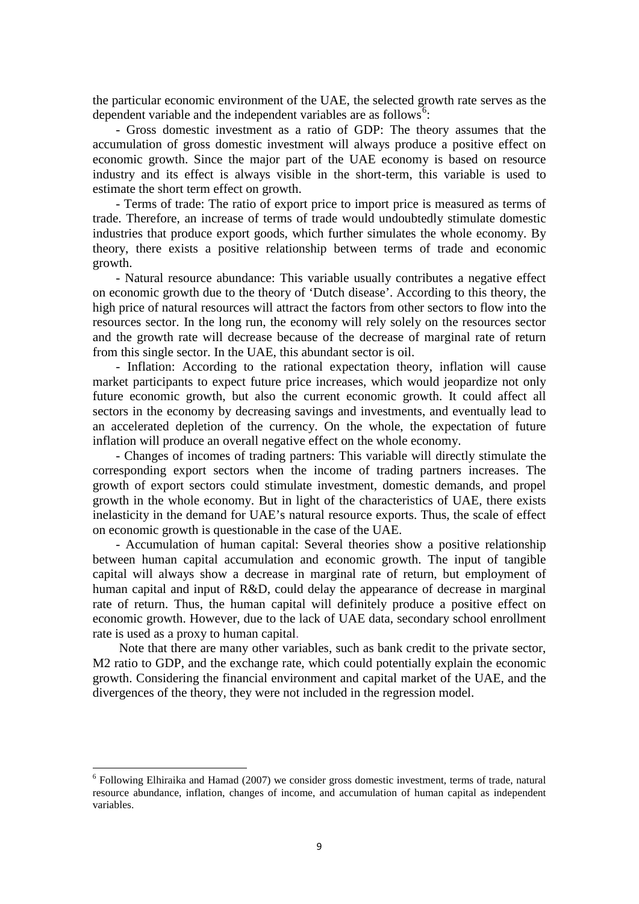the particular economic environment of the UAE, the selected growth rate serves as the dependent variable and the independent variables are as follows[6]:

- Gross domestic investment as a ratio of GDP: The theory assumes that the accumulation of gross domestic investment will always produce a positive effect on economic growth. Since the major part of the UAE economy is based on resource industry and its effect is always visible in the short-term, this variable is used to estimate the short term effect on growth.

- Terms of trade: The ratio of export price to import price is measured as terms of trade. Therefore, an increase of terms of trade would undoubtedly stimulate domestic industries that produce export goods, which further simulates the whole economy. By theory, there exists a positive relationship between terms of trade and economic growth.

- Natural resource abundance: This variable usually contributes a negative effect on economic growth due to the theory of 'Dutch disease'. According to this theory, the high price of natural resources will attract the factors from other sectors to flow into the resources sector. In the long run, the economy will rely solely on the resources sector and the growth rate will decrease because of the decrease of marginal rate of return from this single sector. In the UAE, this abundant sector is oil.

- Inflation: According to the rational expectation theory, inflation will cause market participants to expect future price increases, which would jeopardize not only future economic growth, but also the current economic growth. It could affect all sectors in the economy by decreasing savings and investments, and eventually lead to an accelerated depletion of the currency. On the whole, the expectation of future inflation will produce an overall negative effect on the whole economy.

- Changes of incomes of trading partners: This variable will directly stimulate the corresponding export sectors when the income of trading partners increases. The growth of export sectors could stimulate investment, domestic demands, and propel growth in the whole economy. But in light of the characteristics of UAE, there exists inelasticity in the demand for UAE's natural resource exports. Thus, the scale of effect on economic growth is questionable in the case of the UAE.

- Accumulation of human capital: Several theories show a positive relationship between human capital accumulation and economic growth. The input of tangible capital will always show a decrease in marginal rate of return, but employment of human capital and input of R&D, could delay the appearance of decrease in marginal rate of return. Thus, the human capital will definitely produce a positive effect on economic growth. However, due to the lack of UAE data, secondary school enrollment rate is used as a proxy to human capital.

Note that there are many other variables, such as bank credit to the private sector, M2 ratio to GDP, and the exchange rate, which could potentially explain the economic growth. Considering the financial environment and capital market of the UAE, and the divergences of the theory, they were not included in the regression model.

[6] Following Elhiraika and Hamad (2007) we consider gross domestic investment, terms of trade, natural resource abundance, inflation, changes of income, and accumulation of human capital as independent variables.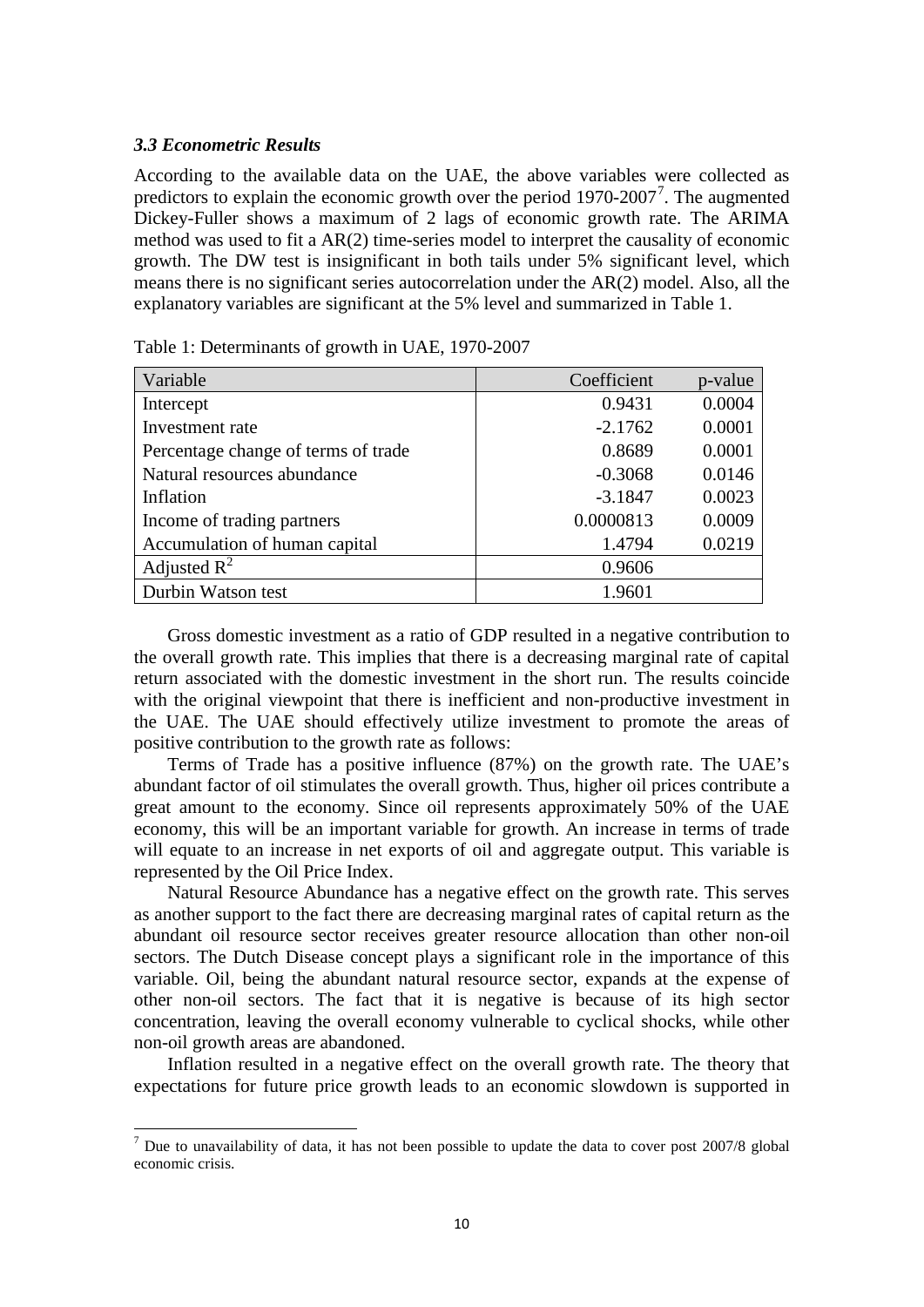### *3.3 Econometric Results*

According to the available data on the UAE, the above variables were collected as predictors to explain the economic growth over the period 1970-2007[7]. The augmented Dickey-Fuller shows a maximum of 2 lags of economic growth rate. The ARIMA method was used to fit a AR(2) time-series model to interpret the causality of economic growth. The DW test is insignificant in both tails under 5% significant level, which means there is no significant series autocorrelation under the AR(2) model. Also, all the explanatory variables are significant at the 5% level and summarized in Table 1.

Table 1: Determinants of growth in UAE, 1970-2007

| Variable | Coefficient | p-value |
|---|---|---|
| Intercept | 0.9431 | 0.0004 |
| Investment rate | -2.1762 | 0.0001 |
| Percentage change of terms of trade | 0.8689 | 0.0001 |
| Natural resources abundance | -0.3068 | 0.0146 |
| Inflation | -3.1847 | 0.0023 |
| Income of trading partners | 0.0000813 | 0.0009 |
| Accumulation of human capital | 1.4794 | 0.0219 |
| Adjusted $R^2$ | 0.9606 | |
| Durbin Watson test | 1.9601 | |

Gross domestic investment as a ratio of GDP resulted in a negative contribution to the overall growth rate. This implies that there is a decreasing marginal rate of capital return associated with the domestic investment in the short run. The results coincide with the original viewpoint that there is inefficient and non-productive investment in the UAE. The UAE should effectively utilize investment to promote the areas of positive contribution to the growth rate as follows:

Terms of Trade has a positive influence (87%) on the growth rate. The UAE's abundant factor of oil stimulates the overall growth. Thus, higher oil prices contribute a great amount to the economy. Since oil represents approximately 50% of the UAE economy, this will be an important variable for growth. An increase in terms of trade will equate to an increase in net exports of oil and aggregate output. This variable is represented by the Oil Price Index.

Natural Resource Abundance has a negative effect on the growth rate. This serves as another support to the fact there are decreasing marginal rates of capital return as the abundant oil resource sector receives greater resource allocation than other non-oil sectors. The Dutch Disease concept plays a significant role in the importance of this variable. Oil, being the abundant natural resource sector, expands at the expense of other non-oil sectors. The fact that it is negative is because of its high sector concentration, leaving the overall economy vulnerable to cyclical shocks, while other non-oil growth areas are abandoned.

Inflation resulted in a negative effect on the overall growth rate. The theory that expectations for future price growth leads to an economic slowdown is supported in

[7] Due to unavailability of data, it has not been possible to update the data to cover post 2007/8 global economic crisis.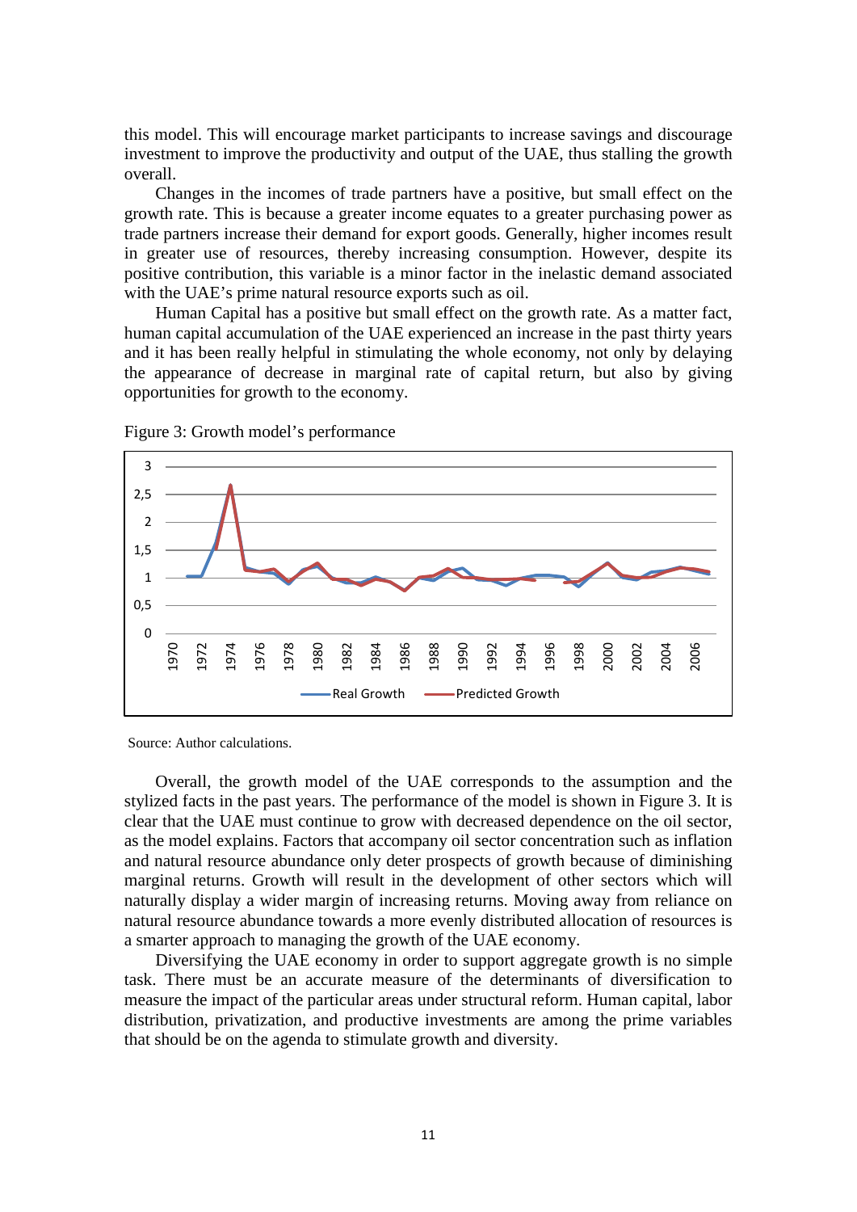this model. This will encourage market participants to increase savings and discourage investment to improve the productivity and output of the UAE, thus stalling the growth overall.

Changes in the incomes of trade partners have a positive, but small effect on the growth rate. This is because a greater income equates to a greater purchasing power as trade partners increase their demand for export goods. Generally, higher incomes result in greater use of resources, thereby increasing consumption. However, despite its positive contribution, this variable is a minor factor in the inelastic demand associated with the UAE's prime natural resource exports such as oil.

Human Capital has a positive but small effect on the growth rate. As a matter fact, human capital accumulation of the UAE experienced an increase in the past thirty years and it has been really helpful in stimulating the whole economy, not only by delaying the appearance of decrease in marginal rate of capital return, but also by giving opportunities for growth to the economy.

Figure 3: Growth model's performance

Source: Author calculations.

Overall, the growth model of the UAE corresponds to the assumption and the stylized facts in the past years. The performance of the model is shown in Figure 3. It is clear that the UAE must continue to grow with decreased dependence on the oil sector, as the model explains. Factors that accompany oil sector concentration such as inflation and natural resource abundance only deter prospects of growth because of diminishing marginal returns. Growth will result in the development of other sectors which will naturally display a wider margin of increasing returns. Moving away from reliance on natural resource abundance towards a more evenly distributed allocation of resources is a smarter approach to managing the growth of the UAE economy.

Diversifying the UAE economy in order to support aggregate growth is no simple task. There must be an accurate measure of the determinants of diversification to measure the impact of the particular areas under structural reform. Human capital, labor distribution, privatization, and productive investments are among the prime variables that should be on the agenda to stimulate growth and diversity.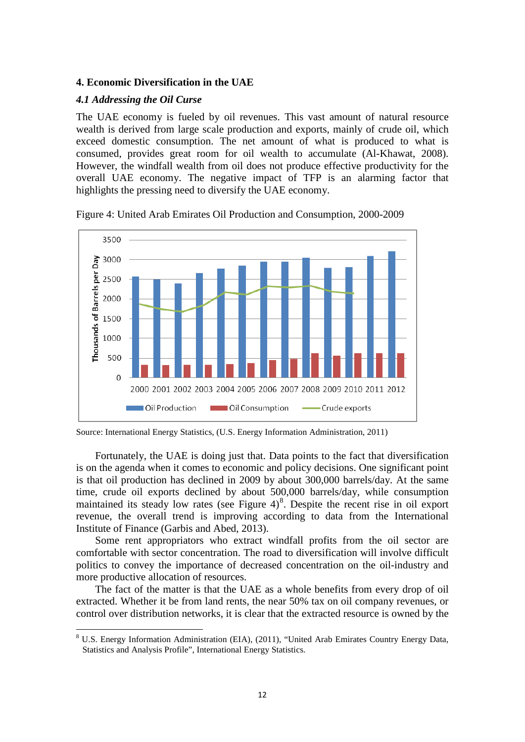## 4. Economic Diversification in the UAE

### *4.1 Addressing the Oil Curse*

The UAE economy is fueled by oil revenues. This vast amount of natural resource wealth is derived from large scale production and exports, mainly of crude oil, which exceed domestic consumption. The net amount of what is produced to what is consumed, provides great room for oil wealth to accumulate (Al-Khawat, 2008). However, the windfall wealth from oil does not produce effective productivity for the overall UAE economy. The negative impact of TFP is an alarming factor that highlights the pressing need to diversify the UAE economy.

Figure 4: United Arab Emirates Oil Production and Consumption, 2000-2009

Source: International Energy Statistics, (U.S. Energy Information Administration, 2011)

Fortunately, the UAE is doing just that. Data points to the fact that diversification is on the agenda when it comes to economic and policy decisions. One significant point is that oil production has declined in 2009 by about 300,000 barrels/day. At the same time, crude oil exports declined by about 500,000 barrels/day, while consumption maintained its steady low rates (see Figure 4)[8]. Despite the recent rise in oil export revenue, the overall trend is improving according to data from the International Institute of Finance (Garbis and Abed, 2013).

Some rent appropriators who extract windfall profits from the oil sector are comfortable with sector concentration. The road to diversification will involve difficult politics to convey the importance of decreased concentration on the oil-industry and more productive allocation of resources.

The fact of the matter is that the UAE as a whole benefits from every drop of oil extracted. Whether it be from land rents, the near 50% tax on oil company revenues, or control over distribution networks, it is clear that the extracted resource is owned by the

[8] U.S. Energy Information Administration (EIA), (2011), "United Arab Emirates Country Energy Data, Statistics and Analysis Profile", International Energy Statistics.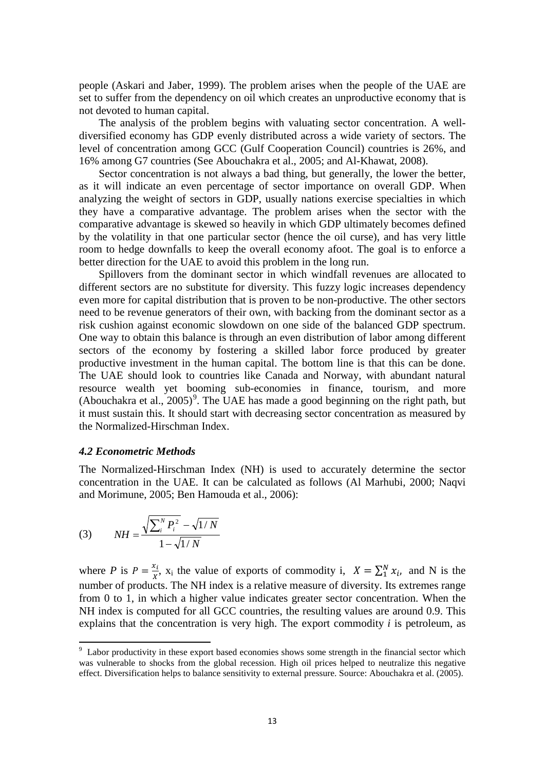people (Askari and Jaber, 1999). The problem arises when the people of the UAE are set to suffer from the dependency on oil which creates an unproductive economy that is not devoted to human capital.

The analysis of the problem begins with valuating sector concentration. A well-diversified economy has GDP evenly distributed across a wide variety of sectors. The level of concentration among GCC (Gulf Cooperation Council) countries is 26%, and 16% among G7 countries (See Abouchakra et al., 2005; and Al-Khawat, 2008).

Sector concentration is not always a bad thing, but generally, the lower the better, as it will indicate an even percentage of sector importance on overall GDP. When analyzing the weight of sectors in GDP, usually nations exercise specialties in which they have a comparative advantage. The problem arises when the sector with the comparative advantage is skewed so heavily in which GDP ultimately becomes defined by the volatility in that one particular sector (hence the oil curse), and has very little room to hedge downfalls to keep the overall economy afoot. The goal is to enforce a better direction for the UAE to avoid this problem in the long run.

Spillovers from the dominant sector in which windfall revenues are allocated to different sectors are no substitute for diversity. This fuzzy logic increases dependency even more for capital distribution that is proven to be non-productive. The other sectors need to be revenue generators of their own, with backing from the dominant sector as a risk cushion against economic slowdown on one side of the balanced GDP spectrum. One way to obtain this balance is through an even distribution of labor among different sectors of the economy by fostering a skilled labor force produced by greater productive investment in the human capital. The bottom line is that this can be done. The UAE should look to countries like Canada and Norway, with abundant natural resource wealth yet booming sub-economies in finance, tourism, and more (Abouchakra et al., 2005)[9]. The UAE has made a good beginning on the right path, but it must sustain this. It should start with decreasing sector concentration as measured by the Normalized-Hirschman Index.

### *4.2 Econometric Methods*

The Normalized-Hirschman Index (NH) is used to accurately determine the sector concentration in the UAE. It can be calculated as follows (Al Marhubi, 2000; Naqvi and Morimune, 2005; Ben Hamouda et al., 2006):

$$(3) \qquad NH = \frac{\sqrt{\sum_i^N P_i^2} - \sqrt{1/N}}{1 - \sqrt{1/N}}$$

where $P$ is $P = \frac{x_i}{X}$, $x_i$ the value of exports of commodity i, $X = \sum_1^N x_i$, and N is the number of products. The NH index is a relative measure of diversity. Its extremes range from 0 to 1, in which a higher value indicates greater sector concentration. When the NH index is computed for all GCC countries, the resulting values are around 0.9. This explains that the concentration is very high. The export commodity *i* is petroleum, as

[9] Labor productivity in these export based economies shows some strength in the financial sector which was vulnerable to shocks from the global recession. High oil prices helped to neutralize this negative effect. Diversification helps to balance sensitivity to external pressure. Source: Abouchakra et al. (2005).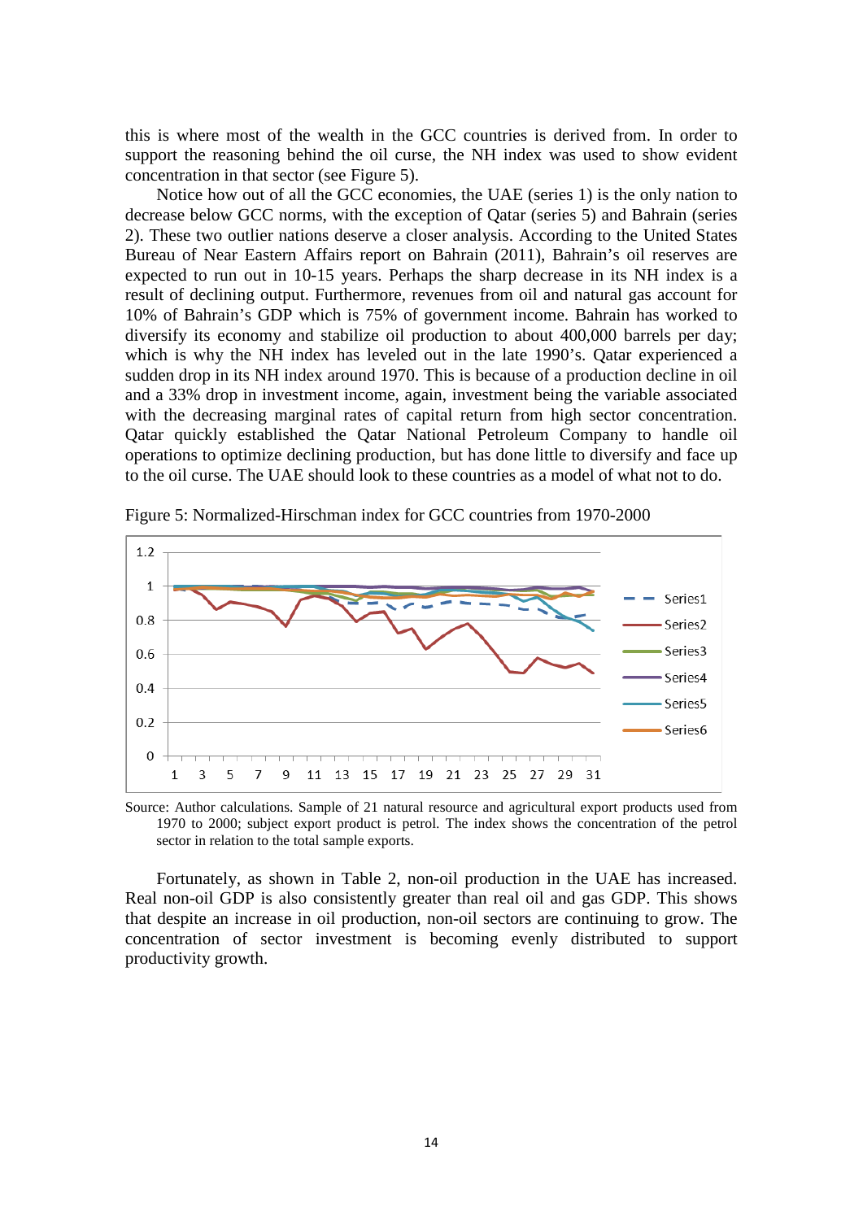this is where most of the wealth in the GCC countries is derived from. In order to support the reasoning behind the oil curse, the NH index was used to show evident concentration in that sector (see Figure 5).

Notice how out of all the GCC economies, the UAE (series 1) is the only nation to decrease below GCC norms, with the exception of Qatar (series 5) and Bahrain (series 2). These two outlier nations deserve a closer analysis. According to the United States Bureau of Near Eastern Affairs report on Bahrain (2011), Bahrain's oil reserves are expected to run out in 10-15 years. Perhaps the sharp decrease in its NH index is a result of declining output. Furthermore, revenues from oil and natural gas account for 10% of Bahrain's GDP which is 75% of government income. Bahrain has worked to diversify its economy and stabilize oil production to about 400,000 barrels per day; which is why the NH index has leveled out in the late 1990's. Qatar experienced a sudden drop in its NH index around 1970. This is because of a production decline in oil and a 33% drop in investment income, again, investment being the variable associated with the decreasing marginal rates of capital return from high sector concentration. Qatar quickly established the Qatar National Petroleum Company to handle oil operations to optimize declining production, but has done little to diversify and face up to the oil curse. The UAE should look to these countries as a model of what not to do.

Figure 5: Normalized-Hirschman index for GCC countries from 1970-2000

Source: Author calculations. Sample of 21 natural resource and agricultural export products used from 1970 to 2000; subject export product is petrol. The index shows the concentration of the petrol sector in relation to the total sample exports.

Fortunately, as shown in Table 2, non-oil production in the UAE has increased. Real non-oil GDP is also consistently greater than real oil and gas GDP. This shows that despite an increase in oil production, non-oil sectors are continuing to grow. The concentration of sector investment is becoming evenly distributed to support productivity growth.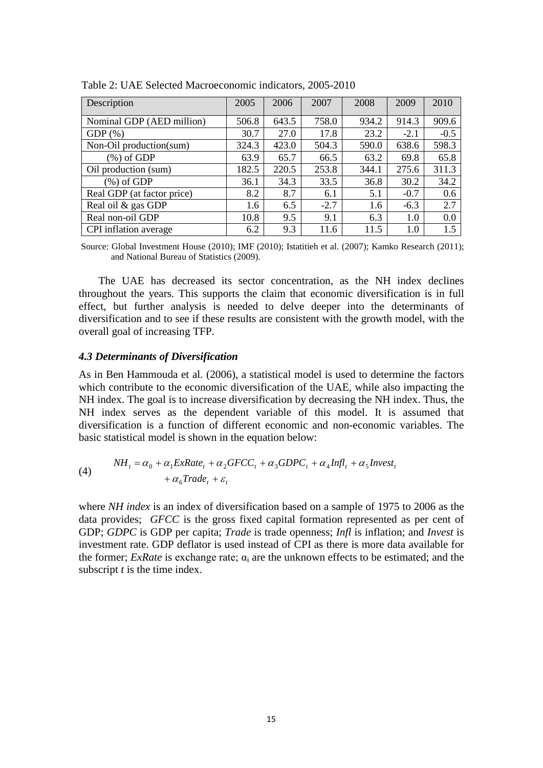Table 2: UAE Selected Macroeconomic indicators, 2005-2010

| Description | 2005 | 2006 | 2007 | 2008 | 2009 | 2010 |
|---|---|---|---|---|---|---|
| Nominal GDP (AED million) | 506.8 | 643.5 | 758.0 | 934.2 | 914.3 | 909.6 |
| GDP (%) | 30.7 | 27.0 | 17.8 | 23.2 | -2.1 | -0.5 |
| Non-Oil production(sum) | 324.3 | 423.0 | 504.3 | 590.0 | 638.6 | 598.3 |
| (%) of GDP | 63.9 | 65.7 | 66.5 | 63.2 | 69.8 | 65.8 |
| Oil production (sum) | 182.5 | 220.5 | 253.8 | 344.1 | 275.6 | 311.3 |
| (%) of GDP | 36.1 | 34.3 | 33.5 | 36.8 | 30.2 | 34.2 |
| Real GDP (at factor price) | 8.2 | 8.7 | 6.1 | 5.1 | -0.7 | 0.6 |
| Real oil & gas GDP | 1.6 | 6.5 | -2.7 | 1.6 | -6.3 | 2.7 |
| Real non-oil GDP | 10.8 | 9.5 | 9.1 | 6.3 | 1.0 | 0.0 |
| CPI inflation average | 6.2 | 9.3 | 11.6 | 11.5 | 1.0 | 1.5 |

Source: Global Investment House (2010); IMF (2010); Istatitieh et al. (2007); Kamko Research (2011); and National Bureau of Statistics (2009).

The UAE has decreased its sector concentration, as the NH index declines throughout the years. This supports the claim that economic diversification is in full effect, but further analysis is needed to delve deeper into the determinants of diversification and to see if these results are consistent with the growth model, with the overall goal of increasing TFP.

### *4.3 Determinants of Diversification*

As in Ben Hammouda et al. (2006), a statistical model is used to determine the factors which contribute to the economic diversification of the UAE, while also impacting the NH index. The goal is to increase diversification by decreasing the NH index. Thus, the NH index serves as the dependent variable of this model. It is assumed that diversification is a function of different economic and non-economic variables. The basic statistical model is shown in the equation below:

$$NH_t = \alpha_0 + \alpha_1 ExRate_t + \alpha_2 GFCC_t + \alpha_3 GDPC_t + \alpha_4 Infl_t + \alpha_5 Invest_t + \alpha_6 Trade_t + \varepsilon_t \tag{4}$$

where *NH index* is an index of diversification based on a sample of 1975 to 2006 as the data provides; *GFCC* is the gross fixed capital formation represented as per cent of GDP; *GDPC* is GDP per capita; *Trade* is trade openness; *Infl* is inflation; and *Invest* is investment rate. GDP deflator is used instead of CPI as there is more data available for the former; *ExRate* is exchange rate; $\alpha_i$ are the unknown effects to be estimated; and the subscript $t$ is the time index.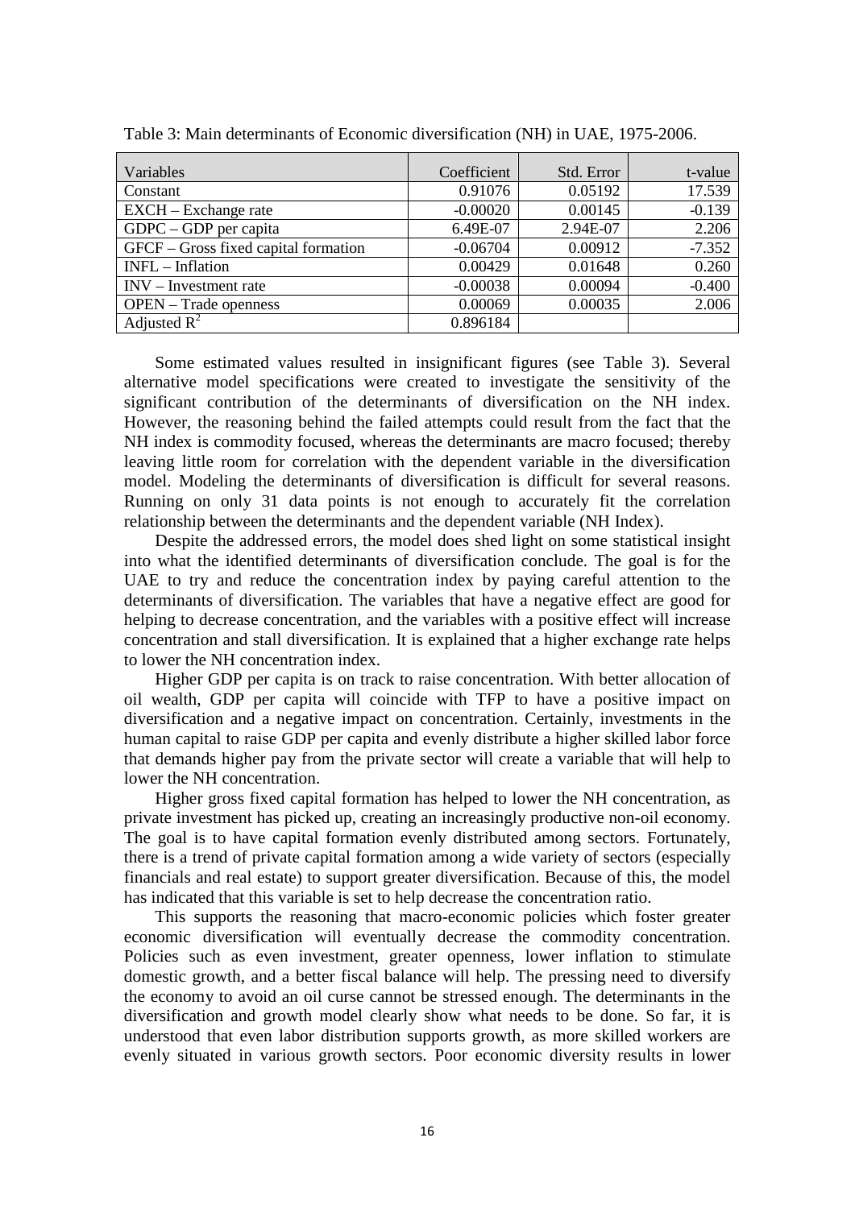Table 3: Main determinants of Economic diversification (NH) in UAE, 1975-2006.

| Variables | Coefficient | Std. Error | t-value |
|---|---|---|---|
| Constant | 0.91076 | 0.05192 | 17.539 |
| EXCH – Exchange rate | -0.00020 | 0.00145 | -0.139 |
| GDPC – GDP per capita | 6.49E-07 | 2.94E-07 | 2.206 |
| GFCF – Gross fixed capital formation | -0.06704 | 0.00912 | -7.352 |
| INFL – Inflation | 0.00429 | 0.01648 | 0.260 |
| INV – Investment rate | -0.00038 | 0.00094 | -0.400 |
| OPEN – Trade openness | 0.00069 | 0.00035 | 2.006 |
| Adjusted $R^2$ | 0.896184 | | |

Some estimated values resulted in insignificant figures (see Table 3). Several alternative model specifications were created to investigate the sensitivity of the significant contribution of the determinants of diversification on the NH index. However, the reasoning behind the failed attempts could result from the fact that the NH index is commodity focused, whereas the determinants are macro focused; thereby leaving little room for correlation with the dependent variable in the diversification model. Modeling the determinants of diversification is difficult for several reasons. Running on only 31 data points is not enough to accurately fit the correlation relationship between the determinants and the dependent variable (NH Index).

Despite the addressed errors, the model does shed light on some statistical insight into what the identified determinants of diversification conclude. The goal is for the UAE to try and reduce the concentration index by paying careful attention to the determinants of diversification. The variables that have a negative effect are good for helping to decrease concentration, and the variables with a positive effect will increase concentration and stall diversification. It is explained that a higher exchange rate helps to lower the NH concentration index.

Higher GDP per capita is on track to raise concentration. With better allocation of oil wealth, GDP per capita will coincide with TFP to have a positive impact on diversification and a negative impact on concentration. Certainly, investments in the human capital to raise GDP per capita and evenly distribute a higher skilled labor force that demands higher pay from the private sector will create a variable that will help to lower the NH concentration.

Higher gross fixed capital formation has helped to lower the NH concentration, as private investment has picked up, creating an increasingly productive non-oil economy. The goal is to have capital formation evenly distributed among sectors. Fortunately, there is a trend of private capital formation among a wide variety of sectors (especially financials and real estate) to support greater diversification. Because of this, the model has indicated that this variable is set to help decrease the concentration ratio.

This supports the reasoning that macro-economic policies which foster greater economic diversification will eventually decrease the commodity concentration. Policies such as even investment, greater openness, lower inflation to stimulate domestic growth, and a better fiscal balance will help. The pressing need to diversify the economy to avoid an oil curse cannot be stressed enough. The determinants in the diversification and growth model clearly show what needs to be done. So far, it is understood that even labor distribution supports growth, as more skilled workers are evenly situated in various growth sectors. Poor economic diversity results in lower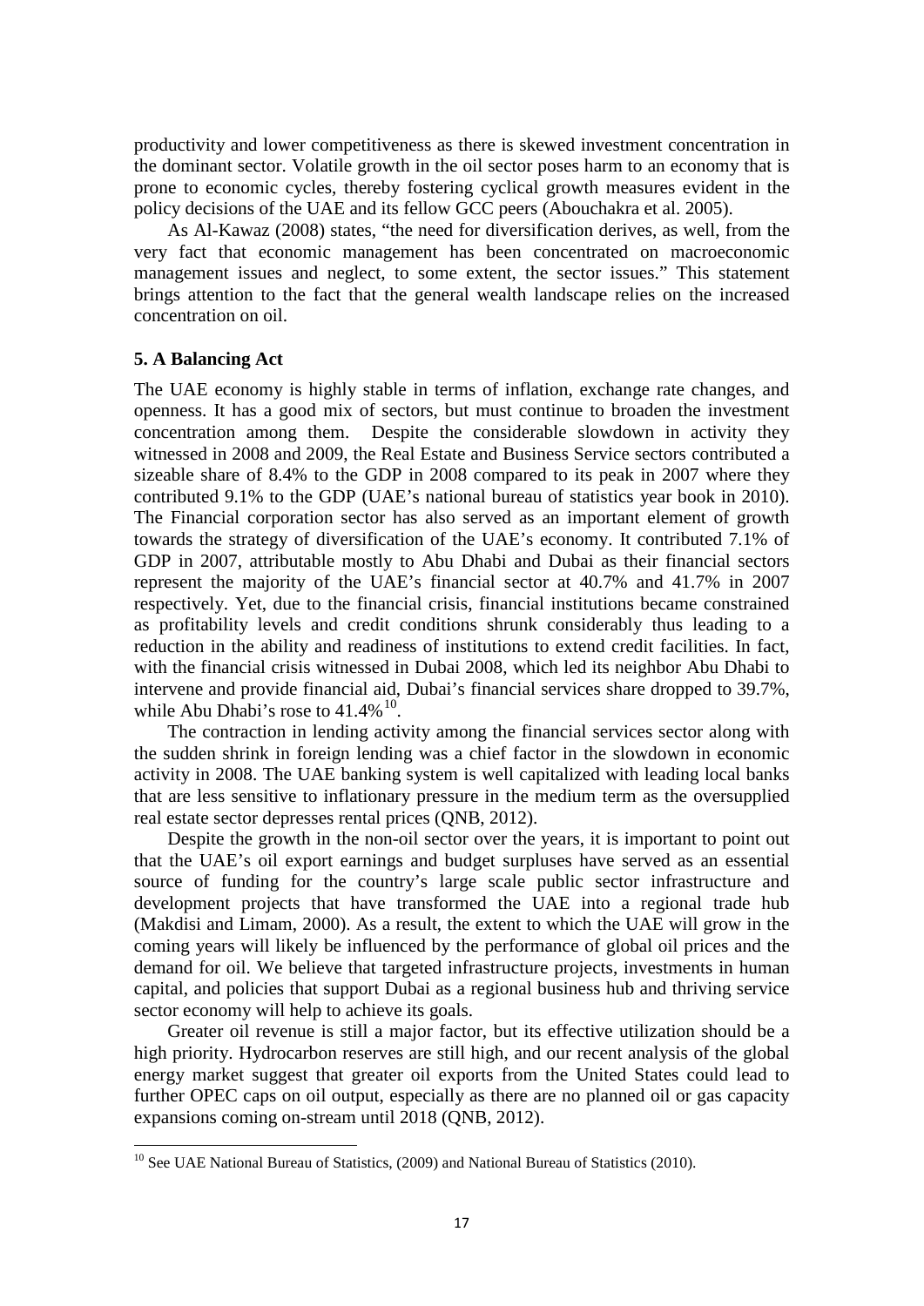productivity and lower competitiveness as there is skewed investment concentration in the dominant sector. Volatile growth in the oil sector poses harm to an economy that is prone to economic cycles, thereby fostering cyclical growth measures evident in the policy decisions of the UAE and its fellow GCC peers (Abouchakra et al. 2005).

As Al-Kawaz (2008) states, "the need for diversification derives, as well, from the very fact that economic management has been concentrated on macroeconomic management issues and neglect, to some extent, the sector issues." This statement brings attention to the fact that the general wealth landscape relies on the increased concentration on oil.

## 5. A Balancing Act

The UAE economy is highly stable in terms of inflation, exchange rate changes, and openness. It has a good mix of sectors, but must continue to broaden the investment concentration among them. Despite the considerable slowdown in activity they witnessed in 2008 and 2009, the Real Estate and Business Service sectors contributed a sizeable share of 8.4% to the GDP in 2008 compared to its peak in 2007 where they contributed 9.1% to the GDP (UAE's national bureau of statistics year book in 2010). The Financial corporation sector has also served as an important element of growth towards the strategy of diversification of the UAE's economy. It contributed 7.1% of GDP in 2007, attributable mostly to Abu Dhabi and Dubai as their financial sectors represent the majority of the UAE's financial sector at 40.7% and 41.7% in 2007 respectively. Yet, due to the financial crisis, financial institutions became constrained as profitability levels and credit conditions shrunk considerably thus leading to a reduction in the ability and readiness of institutions to extend credit facilities. In fact, with the financial crisis witnessed in Dubai 2008, which led its neighbor Abu Dhabi to intervene and provide financial aid, Dubai's financial services share dropped to 39.7%, while Abu Dhabi's rose to 41.4%[10].

The contraction in lending activity among the financial services sector along with the sudden shrink in foreign lending was a chief factor in the slowdown in economic activity in 2008. The UAE banking system is well capitalized with leading local banks that are less sensitive to inflationary pressure in the medium term as the oversupplied real estate sector depresses rental prices (QNB, 2012).

Despite the growth in the non-oil sector over the years, it is important to point out that the UAE's oil export earnings and budget surpluses have served as an essential source of funding for the country's large scale public sector infrastructure and development projects that have transformed the UAE into a regional trade hub (Makdisi and Limam, 2000). As a result, the extent to which the UAE will grow in the coming years will likely be influenced by the performance of global oil prices and the demand for oil. We believe that targeted infrastructure projects, investments in human capital, and policies that support Dubai as a regional business hub and thriving service sector economy will help to achieve its goals.

Greater oil revenue is still a major factor, but its effective utilization should be a high priority. Hydrocarbon reserves are still high, and our recent analysis of the global energy market suggest that greater oil exports from the United States could lead to further OPEC caps on oil output, especially as there are no planned oil or gas capacity expansions coming on-stream until 2018 (QNB, 2012).

[10] See UAE National Bureau of Statistics, (2009) and National Bureau of Statistics (2010).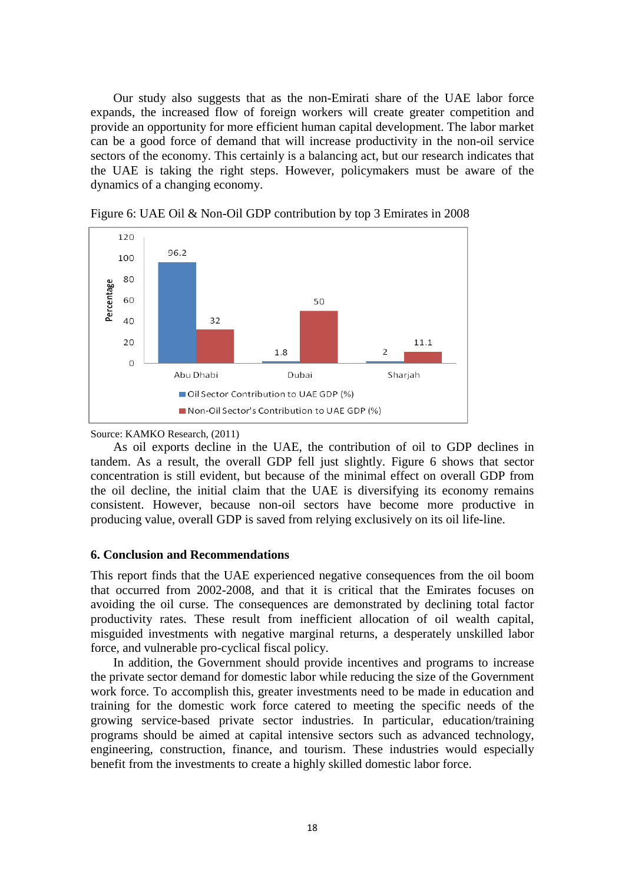Our study also suggests that as the non-Emirati share of the UAE labor force expands, the increased flow of foreign workers will create greater competition and provide an opportunity for more efficient human capital development. The labor market can be a good force of demand that will increase productivity in the non-oil service sectors of the economy. This certainly is a balancing act, but our research indicates that the UAE is taking the right steps. However, policymakers must be aware of the dynamics of a changing economy.

Figure 6: UAE Oil & Non-Oil GDP contribution by top 3 Emirates in 2008

| | Oil Sector Contribution to UAE GDP (%) | Non-Oil Sector's Contribution to UAE GDP (%) |
|---|---|---|
| Abu Dhabi | 96.2 | 32 |
| Dubai | 1.8 | 50 |
| Sharjah | 2 | 11.1 |

Source: KAMKO Research, (2011)

As oil exports decline in the UAE, the contribution of oil to GDP declines in tandem. As a result, the overall GDP fell just slightly. Figure 6 shows that sector concentration is still evident, but because of the minimal effect on overall GDP from the oil decline, the initial claim that the UAE is diversifying its economy remains consistent. However, because non-oil sectors have become more productive in producing value, overall GDP is saved from relying exclusively on its oil life-line.

## 6. Conclusion and Recommendations

This report finds that the UAE experienced negative consequences from the oil boom that occurred from 2002-2008, and that it is critical that the Emirates focuses on avoiding the oil curse. The consequences are demonstrated by declining total factor productivity rates. These result from inefficient allocation of oil wealth capital, misguided investments with negative marginal returns, a desperately unskilled labor force, and vulnerable pro-cyclical fiscal policy.

In addition, the Government should provide incentives and programs to increase the private sector demand for domestic labor while reducing the size of the Government work force. To accomplish this, greater investments need to be made in education and training for the domestic work force catered to meeting the specific needs of the growing service-based private sector industries. In particular, education/training programs should be aimed at capital intensive sectors such as advanced technology, engineering, construction, finance, and tourism. These industries would especially benefit from the investments to create a highly skilled domestic labor force.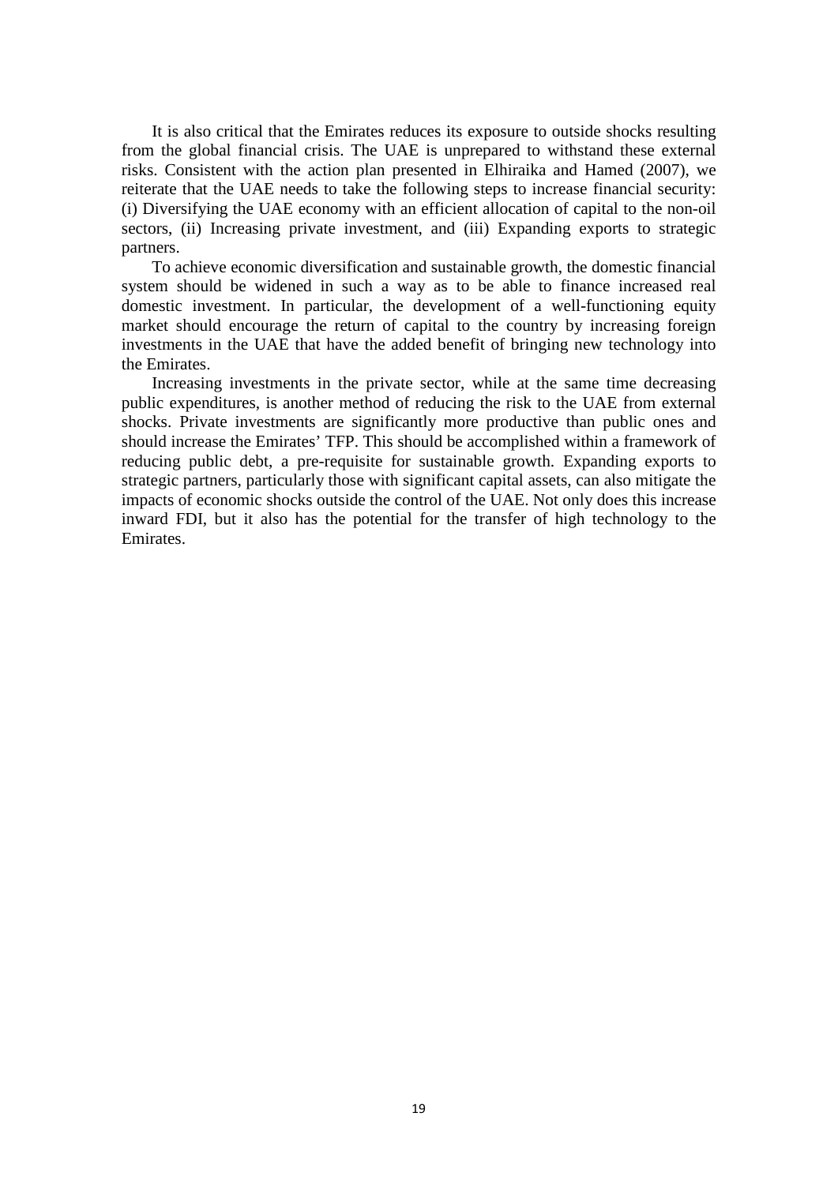It is also critical that the Emirates reduces its exposure to outside shocks resulting from the global financial crisis. The UAE is unprepared to withstand these external risks. Consistent with the action plan presented in Elhiraika and Hamed (2007), we reiterate that the UAE needs to take the following steps to increase financial security: (i) Diversifying the UAE economy with an efficient allocation of capital to the non-oil sectors, (ii) Increasing private investment, and (iii) Expanding exports to strategic partners.

To achieve economic diversification and sustainable growth, the domestic financial system should be widened in such a way as to be able to finance increased real domestic investment. In particular, the development of a well-functioning equity market should encourage the return of capital to the country by increasing foreign investments in the UAE that have the added benefit of bringing new technology into the Emirates.

Increasing investments in the private sector, while at the same time decreasing public expenditures, is another method of reducing the risk to the UAE from external shocks. Private investments are significantly more productive than public ones and should increase the Emirates' TFP. This should be accomplished within a framework of reducing public debt, a pre-requisite for sustainable growth. Expanding exports to strategic partners, particularly those with significant capital assets, can also mitigate the impacts of economic shocks outside the control of the UAE. Not only does this increase inward FDI, but it also has the potential for the transfer of high technology to the Emirates.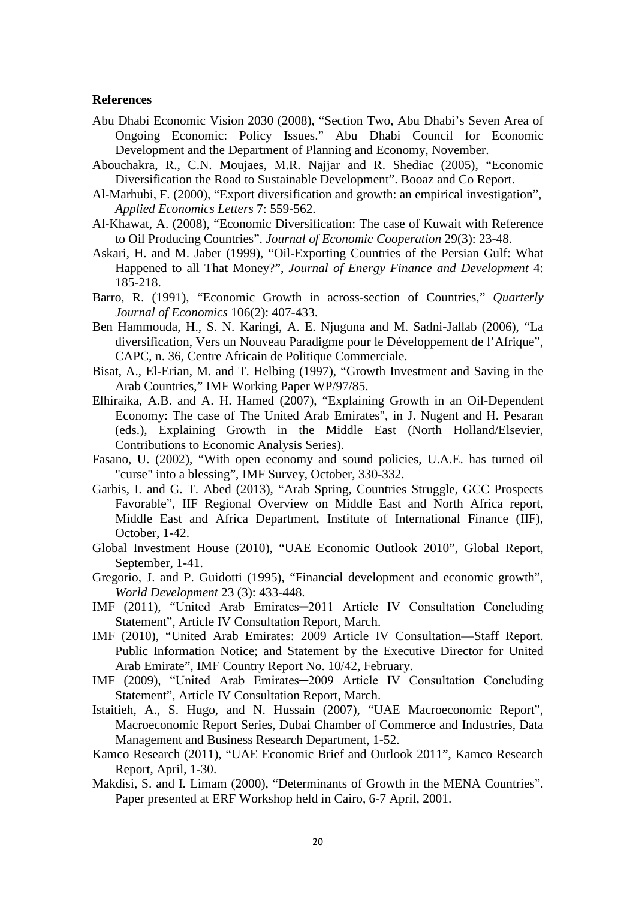**References**

Abu Dhabi Economic Vision 2030 (2008), "Section Two, Abu Dhabi's Seven Area of Ongoing Economic: Policy Issues." Abu Dhabi Council for Economic Development and the Department of Planning and Economy, November.

Abouchakra, R., C.N. Moujaes, M.R. Najjar and R. Shediac (2005), "Economic Diversification the Road to Sustainable Development". Booaz and Co Report.

Al-Marhubi, F. (2000), "Export diversification and growth: an empirical investigation", *Applied Economics Letters* 7: 559-562.

Al-Khawat, A. (2008), "Economic Diversification: The case of Kuwait with Reference to Oil Producing Countries". *Journal of Economic Cooperation* 29(3): 23-48.

Askari, H. and M. Jaber (1999), "Oil-Exporting Countries of the Persian Gulf: What Happened to all That Money?", *Journal of Energy Finance and Development* 4: 185-218.

Barro, R. (1991), "Economic Growth in across-section of Countries," *Quarterly Journal of Economics* 106(2): 407-433.

Ben Hammouda, H., S. N. Karingi, A. E. Njuguna and M. Sadni-Jallab (2006), "La diversification, Vers un Nouveau Paradigme pour le Développement de l'Afrique", CAPC, n. 36, Centre Africain de Politique Commerciale.

Bisat, A., El-Erian, M. and T. Helbing (1997), "Growth Investment and Saving in the Arab Countries," IMF Working Paper WP/97/85.

Elhiraika, A.B. and A. H. Hamed (2007), "Explaining Growth in an Oil-Dependent Economy: The case of The United Arab Emirates", in J. Nugent and H. Pesaran (eds.), Explaining Growth in the Middle East (North Holland/Elsevier, Contributions to Economic Analysis Series).

Fasano, U. (2002), "With open economy and sound policies, U.A.E. has turned oil "curse" into a blessing", IMF Survey, October, 330-332.

Garbis, I. and G. T. Abed (2013), "Arab Spring, Countries Struggle, GCC Prospects Favorable", IIF Regional Overview on Middle East and North Africa report, Middle East and Africa Department, Institute of International Finance (IIF), October, 1-42.

Global Investment House (2010), "UAE Economic Outlook 2010", Global Report, September, 1-41.

Gregorio, J. and P. Guidotti (1995), "Financial development and economic growth", *World Development* 23 (3): 433-448.

IMF (2011), "United Arab Emirates─2011 Article IV Consultation Concluding Statement", Article IV Consultation Report, March.

IMF (2010), "United Arab Emirates: 2009 Article IV Consultation—Staff Report. Public Information Notice; and Statement by the Executive Director for United Arab Emirate", IMF Country Report No. 10/42, February.

IMF (2009), "United Arab Emirates─2009 Article IV Consultation Concluding Statement", Article IV Consultation Report, March.

Istaitieh, A., S. Hugo, and N. Hussain (2007), "UAE Macroeconomic Report", Macroeconomic Report Series, Dubai Chamber of Commerce and Industries, Data Management and Business Research Department, 1-52.

Kamco Research (2011), "UAE Economic Brief and Outlook 2011", Kamco Research Report, April, 1-30.

Makdisi, S. and I. Limam (2000), "Determinants of Growth in the MENA Countries". Paper presented at ERF Workshop held in Cairo, 6-7 April, 2001.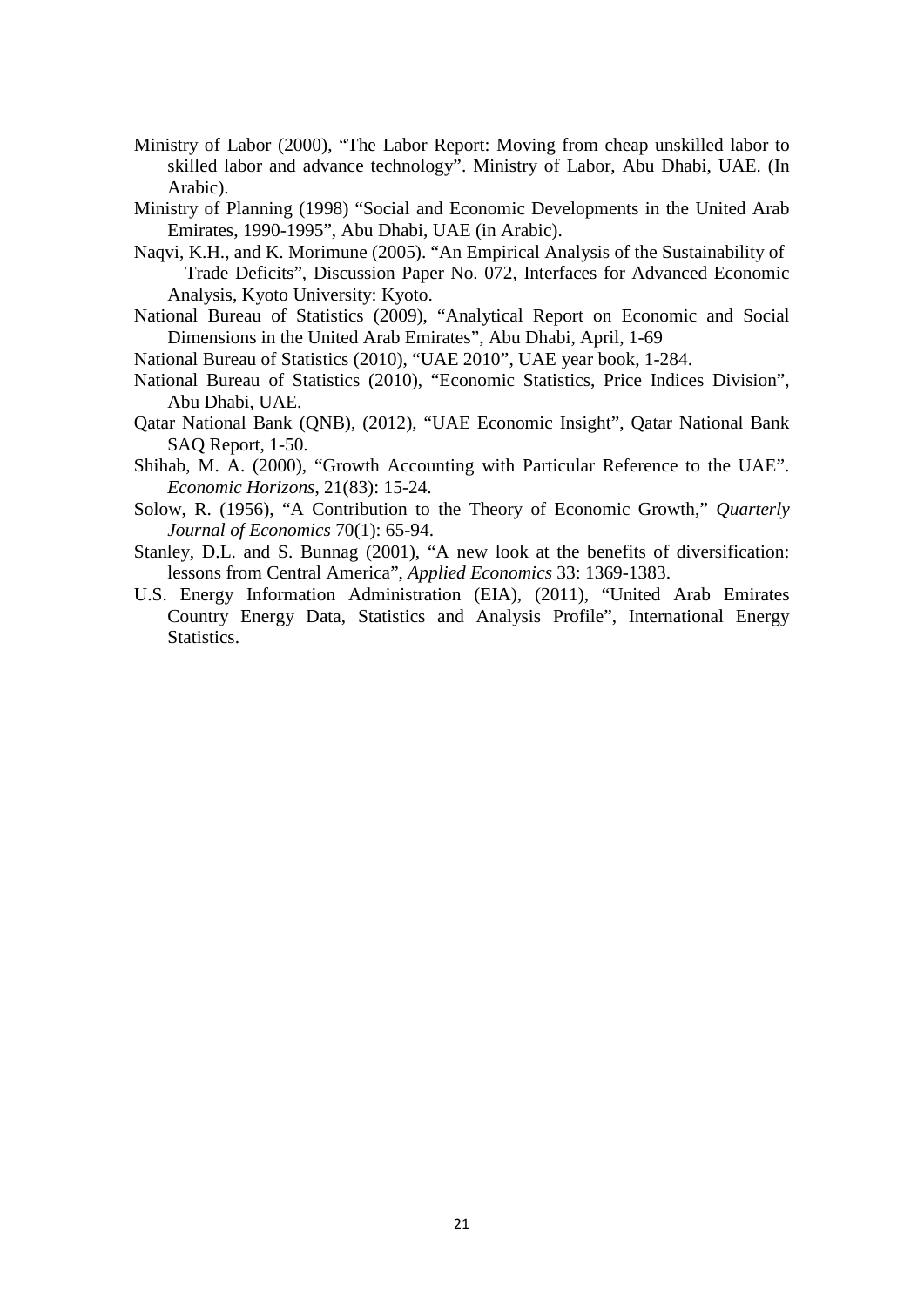Ministry of Labor (2000), "The Labor Report: Moving from cheap unskilled labor to skilled labor and advance technology". Ministry of Labor, Abu Dhabi, UAE. (In Arabic).

Ministry of Planning (1998) "Social and Economic Developments in the United Arab Emirates, 1990-1995", Abu Dhabi, UAE (in Arabic).

Naqvi, K.H., and K. Morimune (2005). "An Empirical Analysis of the Sustainability of Trade Deficits", Discussion Paper No. 072, Interfaces for Advanced Economic Analysis, Kyoto University: Kyoto.

National Bureau of Statistics (2009), "Analytical Report on Economic and Social Dimensions in the United Arab Emirates", Abu Dhabi, April, 1-69

National Bureau of Statistics (2010), "UAE 2010", UAE year book, 1-284.

National Bureau of Statistics (2010), "Economic Statistics, Price Indices Division", Abu Dhabi, UAE.

Qatar National Bank (QNB), (2012), "UAE Economic Insight", Qatar National Bank SAQ Report, 1-50.

Shihab, M. A. (2000), "Growth Accounting with Particular Reference to the UAE". *Economic Horizons*, 21(83): 15-24.

Solow, R. (1956), "A Contribution to the Theory of Economic Growth," *Quarterly Journal of Economics* 70(1): 65-94.

Stanley, D.L. and S. Bunnag (2001), "A new look at the benefits of diversification: lessons from Central America", *Applied Economics* 33: 1369-1383.

U.S. Energy Information Administration (EIA), (2011), "United Arab Emirates Country Energy Data, Statistics and Analysis Profile", International Energy Statistics.